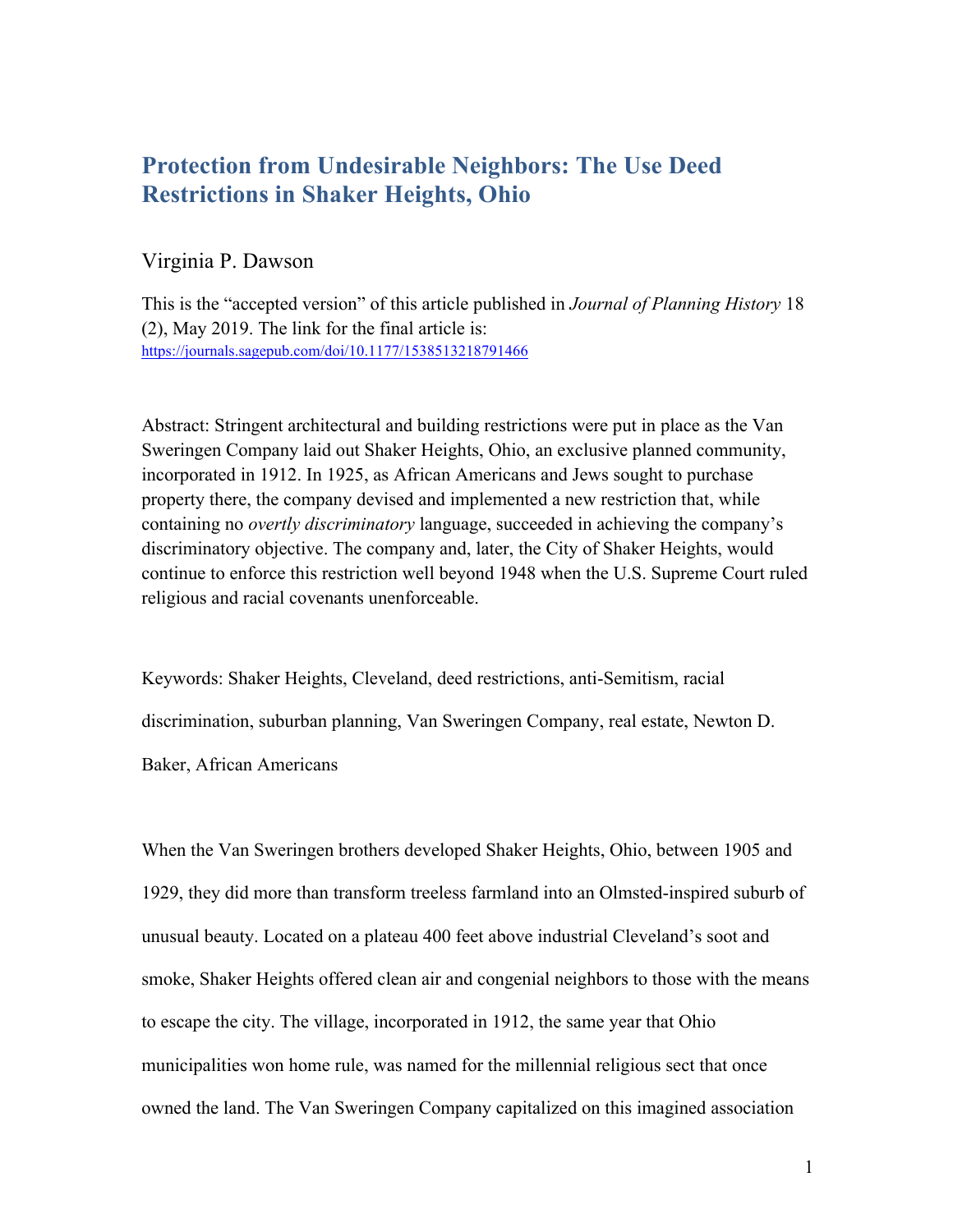# Protection from Undesirable Neighbors: The Use Deed Restrictions in Shaker Heights, Ohio

Virginia P. Dawson

This is the "accepted version" of this article published in *Journal of Planning History* 18 (2), May 2019. The link for the final article is: https://journals.sagepub.com/doi/10.1177/1538513218791466

Abstract: Stringent architectural and building restrictions were put in place as the Van Sweringen Company laid out Shaker Heights, Ohio, an exclusive planned community, incorporated in 1912. In 1925, as African Americans and Jews sought to purchase property there, the company devised and implemented a new restriction that, while containing no *overtly discriminatory* language, succeeded in achieving the company's discriminatory objective. The company and, later, the City of Shaker Heights, would continue to enforce this restriction well beyond 1948 when the U.S. Supreme Court ruled religious and racial covenants unenforceable.

Keywords: Shaker Heights, Cleveland, deed restrictions, anti-Semitism, racial discrimination, suburban planning, Van Sweringen Company, real estate, Newton D. Baker, African Americans

When the Van Sweringen brothers developed Shaker Heights, Ohio, between 1905 and 1929, they did more than transform treeless farmland into an Olmsted-inspired suburb of unusual beauty. Located on a plateau 400 feet above industrial Cleveland's soot and smoke, Shaker Heights offered clean air and congenial neighbors to those with the means to escape the city. The village, incorporated in 1912, the same year that Ohio municipalities won home rule, was named for the millennial religious sect that once owned the land. The Van Sweringen Company capitalized on this imagined association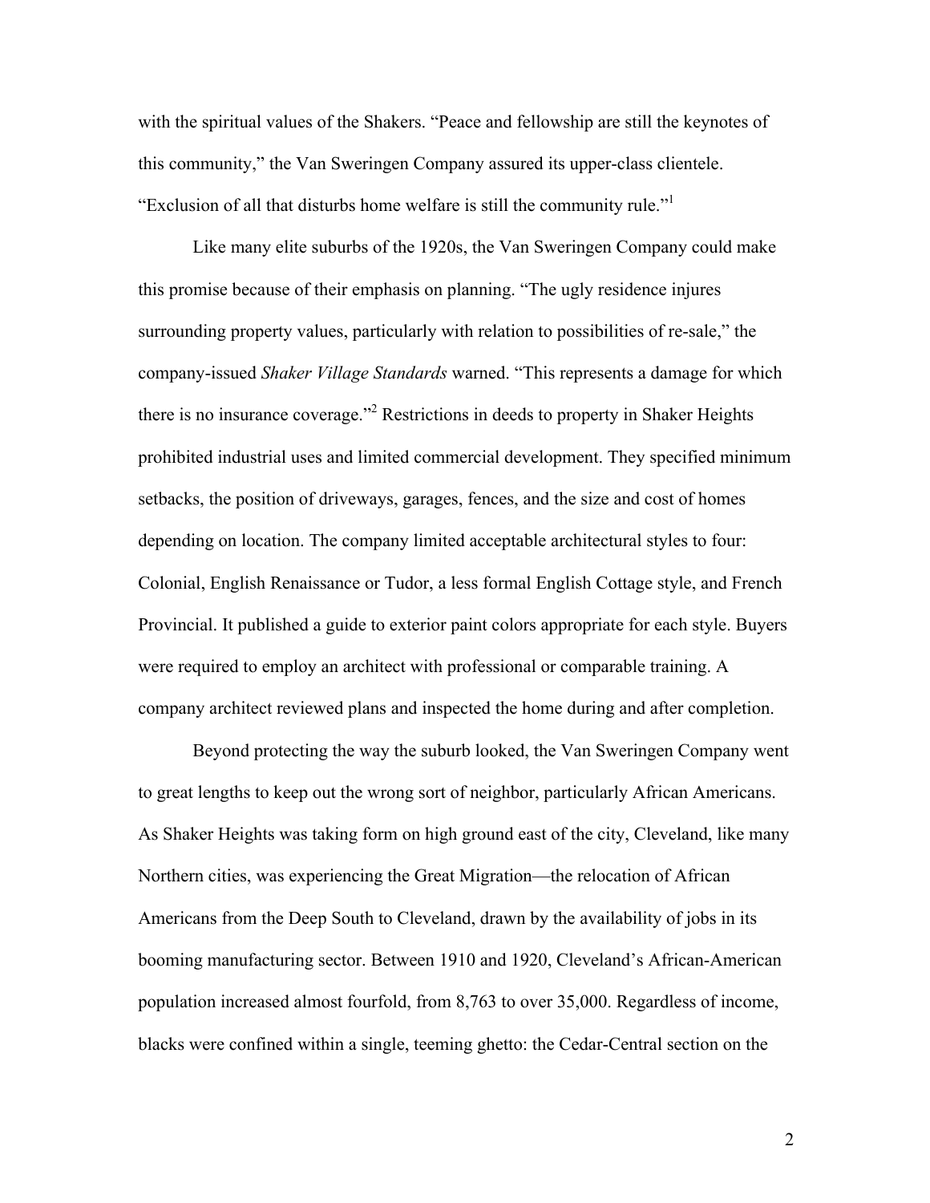with the spiritual values of the Shakers. "Peace and fellowship are still the keynotes of this community," the Van Sweringen Company assured its upper-class clientele. "Exclusion of all that disturbs home welfare is still the community rule."[1]

Like many elite suburbs of the 1920s, the Van Sweringen Company could make this promise because of their emphasis on planning. "The ugly residence injures surrounding property values, particularly with relation to possibilities of re-sale," the company-issued *Shaker Village Standards* warned. "This represents a damage for which there is no insurance coverage."[2] Restrictions in deeds to property in Shaker Heights prohibited industrial uses and limited commercial development. They specified minimum setbacks, the position of driveways, garages, fences, and the size and cost of homes depending on location. The company limited acceptable architectural styles to four: Colonial, English Renaissance or Tudor, a less formal English Cottage style, and French Provincial. It published a guide to exterior paint colors appropriate for each style. Buyers were required to employ an architect with professional or comparable training. A company architect reviewed plans and inspected the home during and after completion.

Beyond protecting the way the suburb looked, the Van Sweringen Company went to great lengths to keep out the wrong sort of neighbor, particularly African Americans. As Shaker Heights was taking form on high ground east of the city, Cleveland, like many Northern cities, was experiencing the Great Migration—the relocation of African Americans from the Deep South to Cleveland, drawn by the availability of jobs in its booming manufacturing sector. Between 1910 and 1920, Cleveland's African-American population increased almost fourfold, from 8,763 to over 35,000. Regardless of income, blacks were confined within a single, teeming ghetto: the Cedar-Central section on the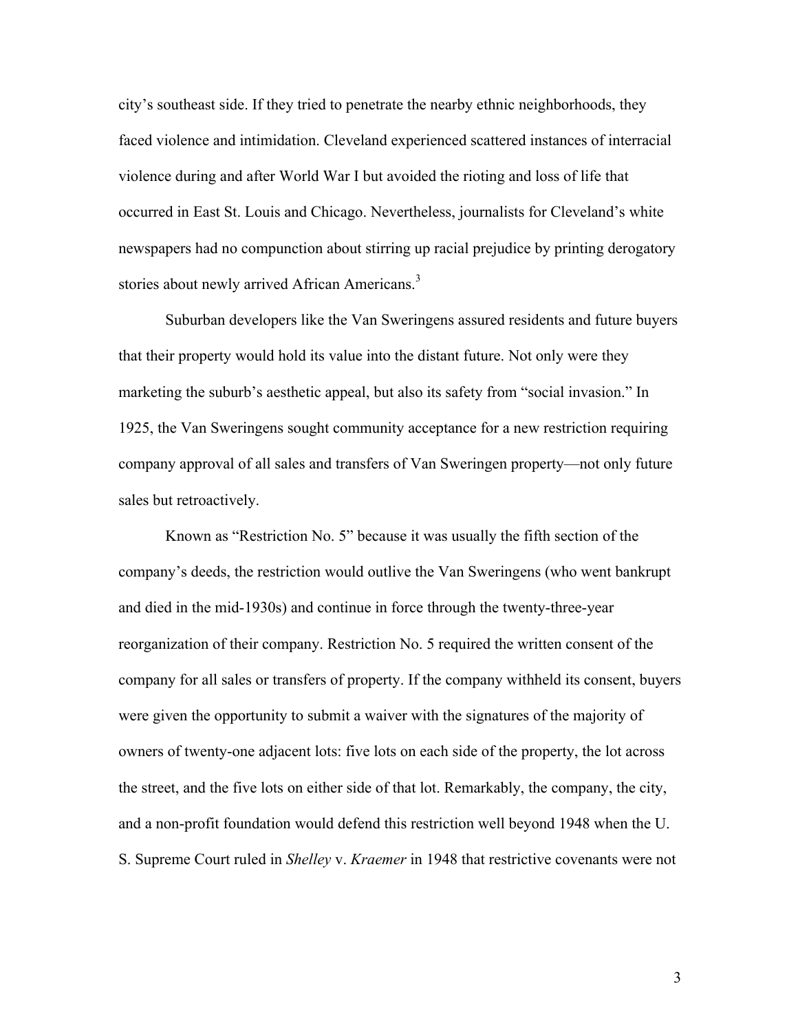city's southeast side. If they tried to penetrate the nearby ethnic neighborhoods, they faced violence and intimidation. Cleveland experienced scattered instances of interracial violence during and after World War I but avoided the rioting and loss of life that occurred in East St. Louis and Chicago. Nevertheless, journalists for Cleveland's white newspapers had no compunction about stirring up racial prejudice by printing derogatory stories about newly arrived African Americans.[3]

Suburban developers like the Van Sweringens assured residents and future buyers that their property would hold its value into the distant future. Not only were they marketing the suburb's aesthetic appeal, but also its safety from "social invasion." In 1925, the Van Sweringens sought community acceptance for a new restriction requiring company approval of all sales and transfers of Van Sweringen property—not only future sales but retroactively.

Known as "Restriction No. 5" because it was usually the fifth section of the company's deeds, the restriction would outlive the Van Sweringens (who went bankrupt and died in the mid-1930s) and continue in force through the twenty-three-year reorganization of their company. Restriction No. 5 required the written consent of the company for all sales or transfers of property. If the company withheld its consent, buyers were given the opportunity to submit a waiver with the signatures of the majority of owners of twenty-one adjacent lots: five lots on each side of the property, the lot across the street, and the five lots on either side of that lot. Remarkably, the company, the city, and a non-profit foundation would defend this restriction well beyond 1948 when the U. S. Supreme Court ruled in *Shelley* v. *Kraemer* in 1948 that restrictive covenants were not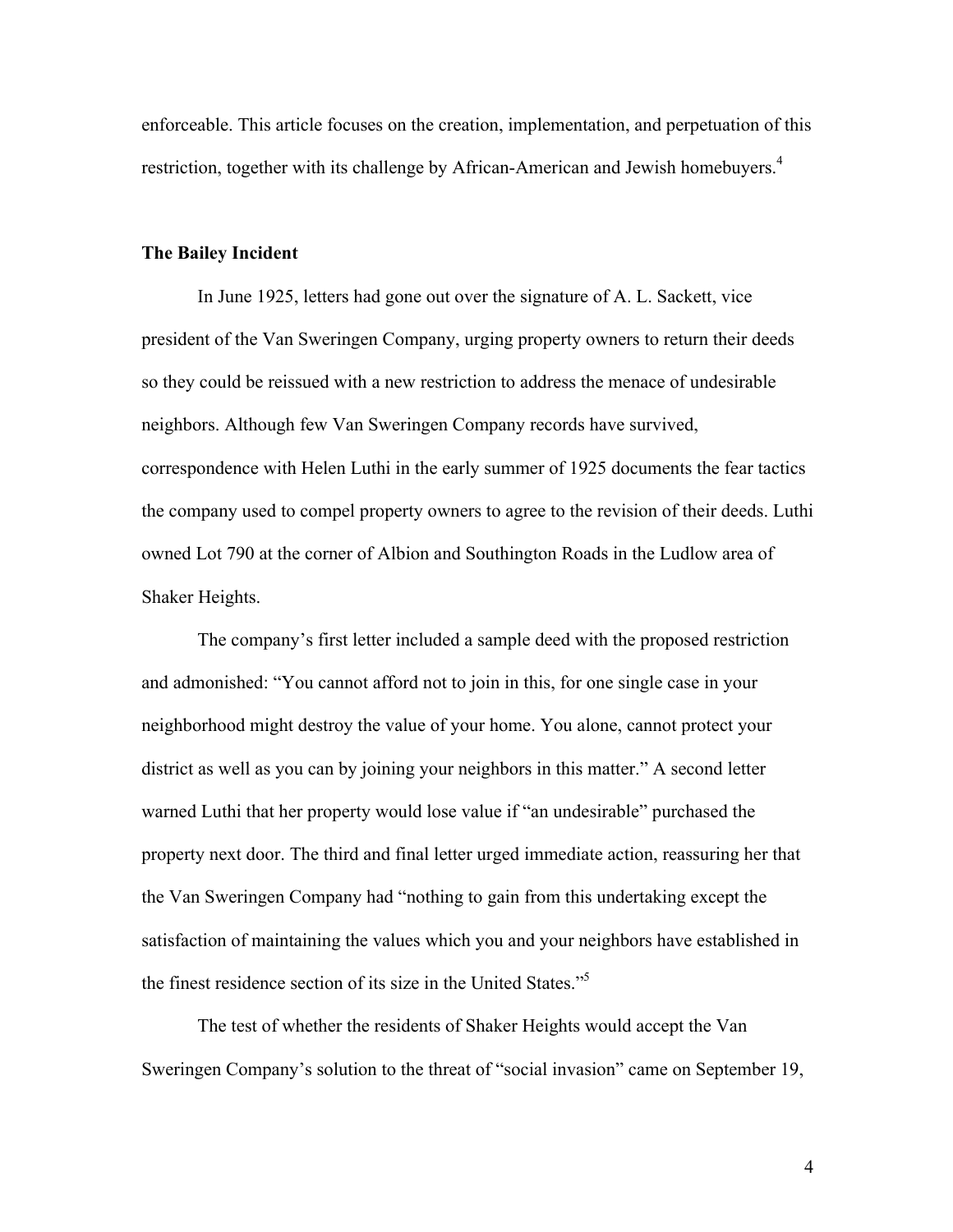enforceable. This article focuses on the creation, implementation, and perpetuation of this restriction, together with its challenge by African-American and Jewish homebuyers.[4]

### The Bailey Incident

In June 1925, letters had gone out over the signature of A. L. Sackett, vice president of the Van Sweringen Company, urging property owners to return their deeds so they could be reissued with a new restriction to address the menace of undesirable neighbors. Although few Van Sweringen Company records have survived, correspondence with Helen Luthi in the early summer of 1925 documents the fear tactics the company used to compel property owners to agree to the revision of their deeds. Luthi owned Lot 790 at the corner of Albion and Southington Roads in the Ludlow area of Shaker Heights.

The company's first letter included a sample deed with the proposed restriction and admonished: "You cannot afford not to join in this, for one single case in your neighborhood might destroy the value of your home. You alone, cannot protect your district as well as you can by joining your neighbors in this matter." A second letter warned Luthi that her property would lose value if "an undesirable" purchased the property next door. The third and final letter urged immediate action, reassuring her that the Van Sweringen Company had "nothing to gain from this undertaking except the satisfaction of maintaining the values which you and your neighbors have established in the finest residence section of its size in the United States."[5]

The test of whether the residents of Shaker Heights would accept the Van Sweringen Company's solution to the threat of "social invasion" came on September 19,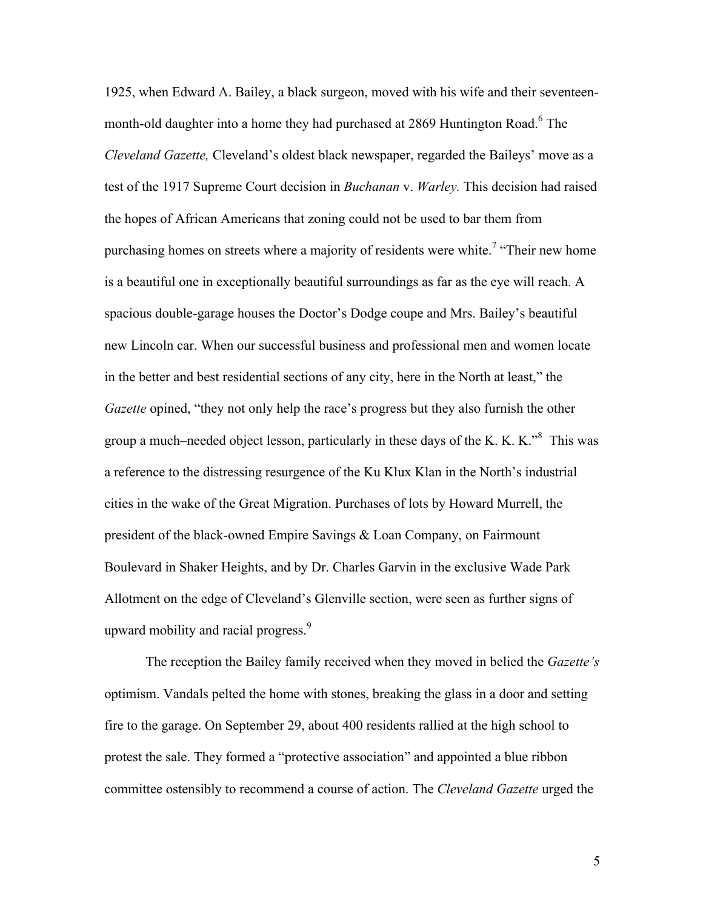1925, when Edward A. Bailey, a black surgeon, moved with his wife and their seventeen-month-old daughter into a home they had purchased at 2869 Huntington Road.[6] The *Cleveland Gazette,* Cleveland's oldest black newspaper, regarded the Baileys' move as a test of the 1917 Supreme Court decision in *Buchanan* v. *Warley.* This decision had raised the hopes of African Americans that zoning could not be used to bar them from purchasing homes on streets where a majority of residents were white.[7] "Their new home is a beautiful one in exceptionally beautiful surroundings as far as the eye will reach. A spacious double-garage houses the Doctor's Dodge coupe and Mrs. Bailey's beautiful new Lincoln car. When our successful business and professional men and women locate in the better and best residential sections of any city, here in the North at least," the *Gazette* opined, "they not only help the race's progress but they also furnish the other group a much–needed object lesson, particularly in these days of the K. K. K."[8] This was a reference to the distressing resurgence of the Ku Klux Klan in the North's industrial cities in the wake of the Great Migration. Purchases of lots by Howard Murrell, the president of the black-owned Empire Savings & Loan Company, on Fairmount Boulevard in Shaker Heights, and by Dr. Charles Garvin in the exclusive Wade Park Allotment on the edge of Cleveland's Glenville section, were seen as further signs of upward mobility and racial progress.[9]

The reception the Bailey family received when they moved in belied the *Gazette's* optimism. Vandals pelted the home with stones, breaking the glass in a door and setting fire to the garage. On September 29, about 400 residents rallied at the high school to protest the sale. They formed a "protective association" and appointed a blue ribbon committee ostensibly to recommend a course of action. The *Cleveland Gazette* urged the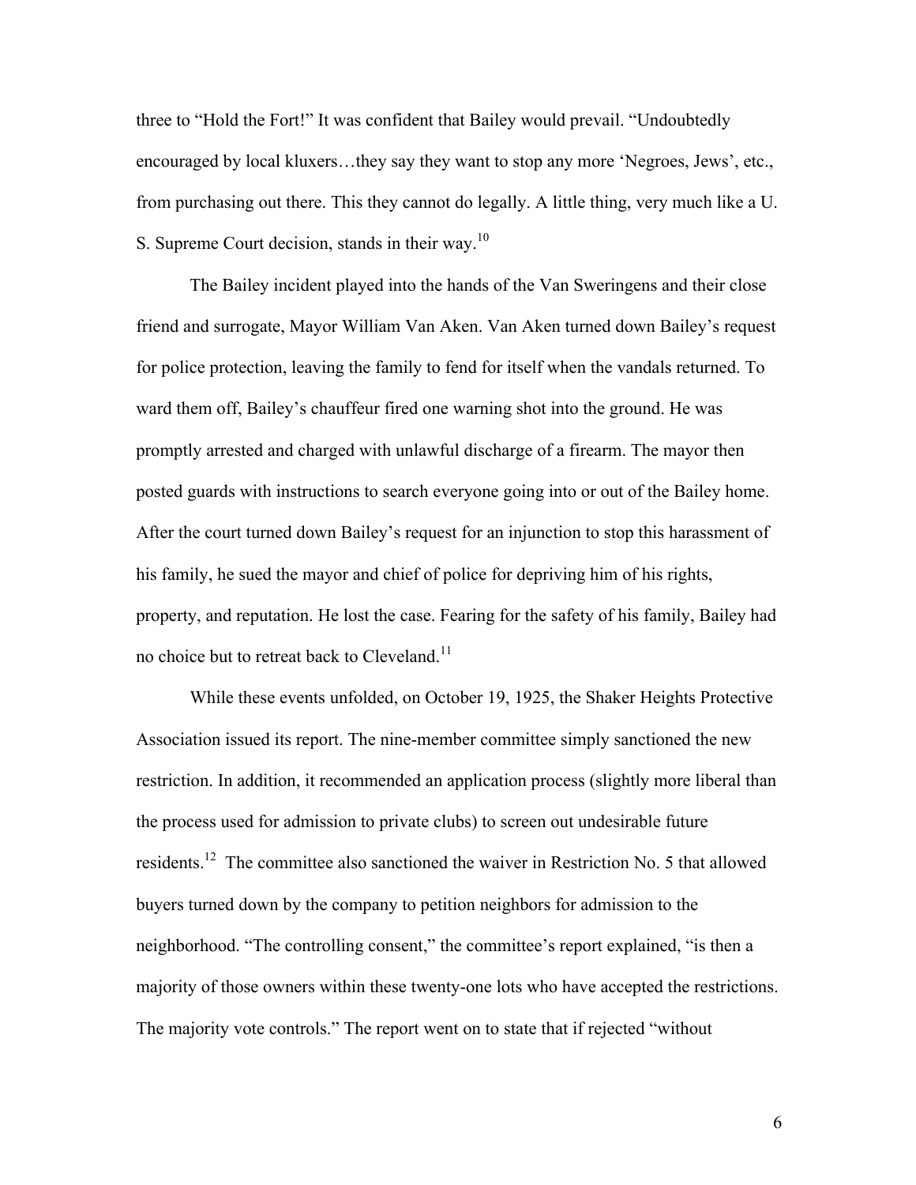three to "Hold the Fort!" It was confident that Bailey would prevail. "Undoubtedly encouraged by local kluxers…they say they want to stop any more 'Negroes, Jews', etc., from purchasing out there. This they cannot do legally. A little thing, very much like a U. S. Supreme Court decision, stands in their way.[10]

The Bailey incident played into the hands of the Van Sweringens and their close friend and surrogate, Mayor William Van Aken. Van Aken turned down Bailey's request for police protection, leaving the family to fend for itself when the vandals returned. To ward them off, Bailey's chauffeur fired one warning shot into the ground. He was promptly arrested and charged with unlawful discharge of a firearm. The mayor then posted guards with instructions to search everyone going into or out of the Bailey home. After the court turned down Bailey's request for an injunction to stop this harassment of his family, he sued the mayor and chief of police for depriving him of his rights, property, and reputation. He lost the case. Fearing for the safety of his family, Bailey had no choice but to retreat back to Cleveland.[11]

While these events unfolded, on October 19, 1925, the Shaker Heights Protective Association issued its report. The nine-member committee simply sanctioned the new restriction. In addition, it recommended an application process (slightly more liberal than the process used for admission to private clubs) to screen out undesirable future residents.[12] The committee also sanctioned the waiver in Restriction No. 5 that allowed buyers turned down by the company to petition neighbors for admission to the neighborhood. "The controlling consent," the committee's report explained, "is then a majority of those owners within these twenty-one lots who have accepted the restrictions. The majority vote controls." The report went on to state that if rejected "without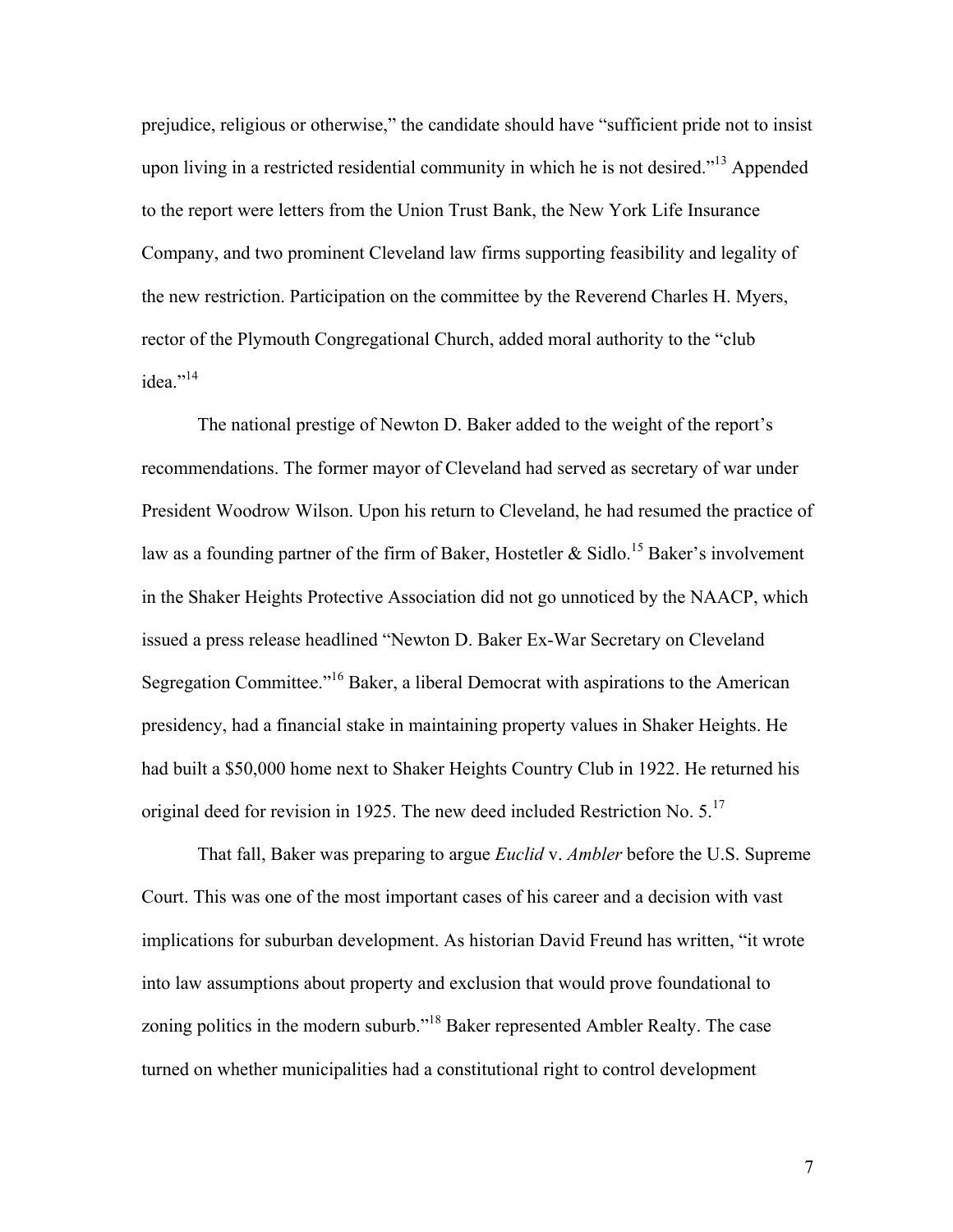prejudice, religious or otherwise," the candidate should have "sufficient pride not to insist upon living in a restricted residential community in which he is not desired."[13] Appended to the report were letters from the Union Trust Bank, the New York Life Insurance Company, and two prominent Cleveland law firms supporting feasibility and legality of the new restriction. Participation on the committee by the Reverend Charles H. Myers, rector of the Plymouth Congregational Church, added moral authority to the "club idea."[14]

The national prestige of Newton D. Baker added to the weight of the report's recommendations. The former mayor of Cleveland had served as secretary of war under President Woodrow Wilson. Upon his return to Cleveland, he had resumed the practice of law as a founding partner of the firm of Baker, Hostetler & Sidlo.[15] Baker's involvement in the Shaker Heights Protective Association did not go unnoticed by the NAACP, which issued a press release headlined "Newton D. Baker Ex-War Secretary on Cleveland Segregation Committee."[16] Baker, a liberal Democrat with aspirations to the American presidency, had a financial stake in maintaining property values in Shaker Heights. He had built a $50,000 home next to Shaker Heights Country Club in 1922. He returned his original deed for revision in 1925. The new deed included Restriction No. 5.[17]

That fall, Baker was preparing to argue *Euclid* v. *Ambler* before the U.S. Supreme Court. This was one of the most important cases of his career and a decision with vast implications for suburban development. As historian David Freund has written, "it wrote into law assumptions about property and exclusion that would prove foundational to zoning politics in the modern suburb."[18] Baker represented Ambler Realty. The case turned on whether municipalities had a constitutional right to control development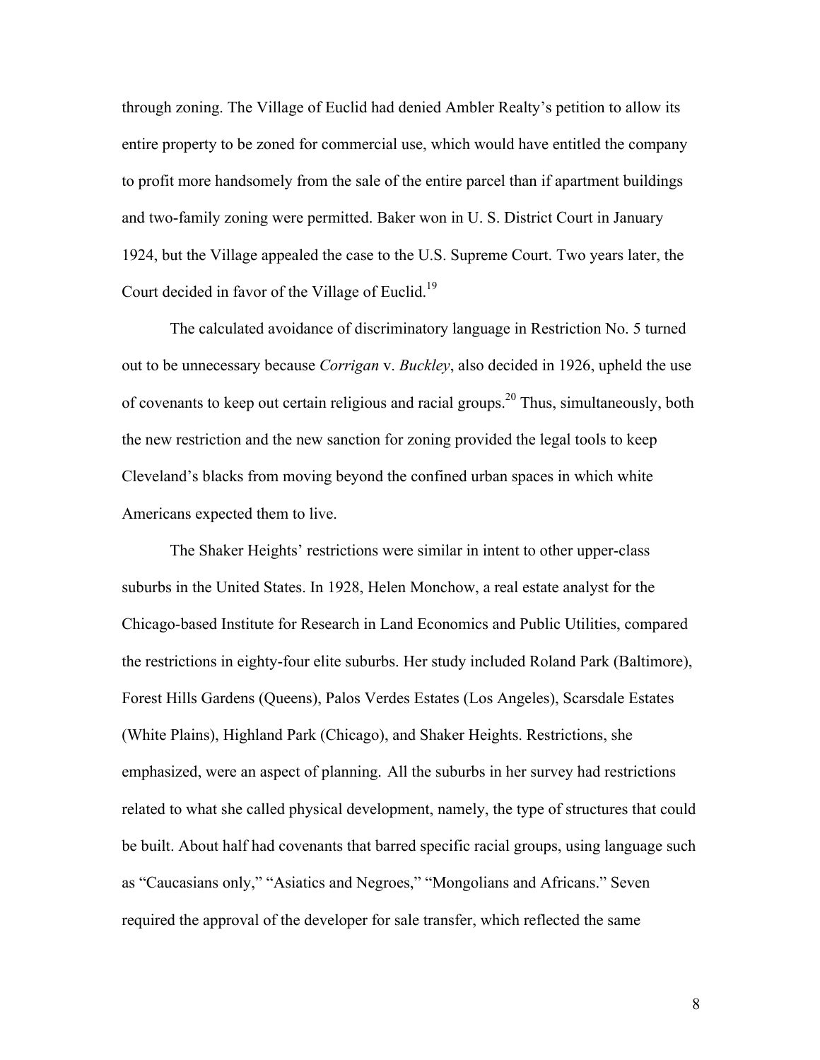through zoning. The Village of Euclid had denied Ambler Realty's petition to allow its entire property to be zoned for commercial use, which would have entitled the company to profit more handsomely from the sale of the entire parcel than if apartment buildings and two-family zoning were permitted. Baker won in U. S. District Court in January 1924, but the Village appealed the case to the U.S. Supreme Court. Two years later, the Court decided in favor of the Village of Euclid.[19]

The calculated avoidance of discriminatory language in Restriction No. 5 turned out to be unnecessary because *Corrigan* v. *Buckley*, also decided in 1926, upheld the use of covenants to keep out certain religious and racial groups.[20] Thus, simultaneously, both the new restriction and the new sanction for zoning provided the legal tools to keep Cleveland's blacks from moving beyond the confined urban spaces in which white Americans expected them to live.

The Shaker Heights' restrictions were similar in intent to other upper-class suburbs in the United States. In 1928, Helen Monchow, a real estate analyst for the Chicago-based Institute for Research in Land Economics and Public Utilities, compared the restrictions in eighty-four elite suburbs. Her study included Roland Park (Baltimore), Forest Hills Gardens (Queens), Palos Verdes Estates (Los Angeles), Scarsdale Estates (White Plains), Highland Park (Chicago), and Shaker Heights. Restrictions, she emphasized, were an aspect of planning. All the suburbs in her survey had restrictions related to what she called physical development, namely, the type of structures that could be built. About half had covenants that barred specific racial groups, using language such as "Caucasians only," "Asiatics and Negroes," "Mongolians and Africans." Seven required the approval of the developer for sale transfer, which reflected the same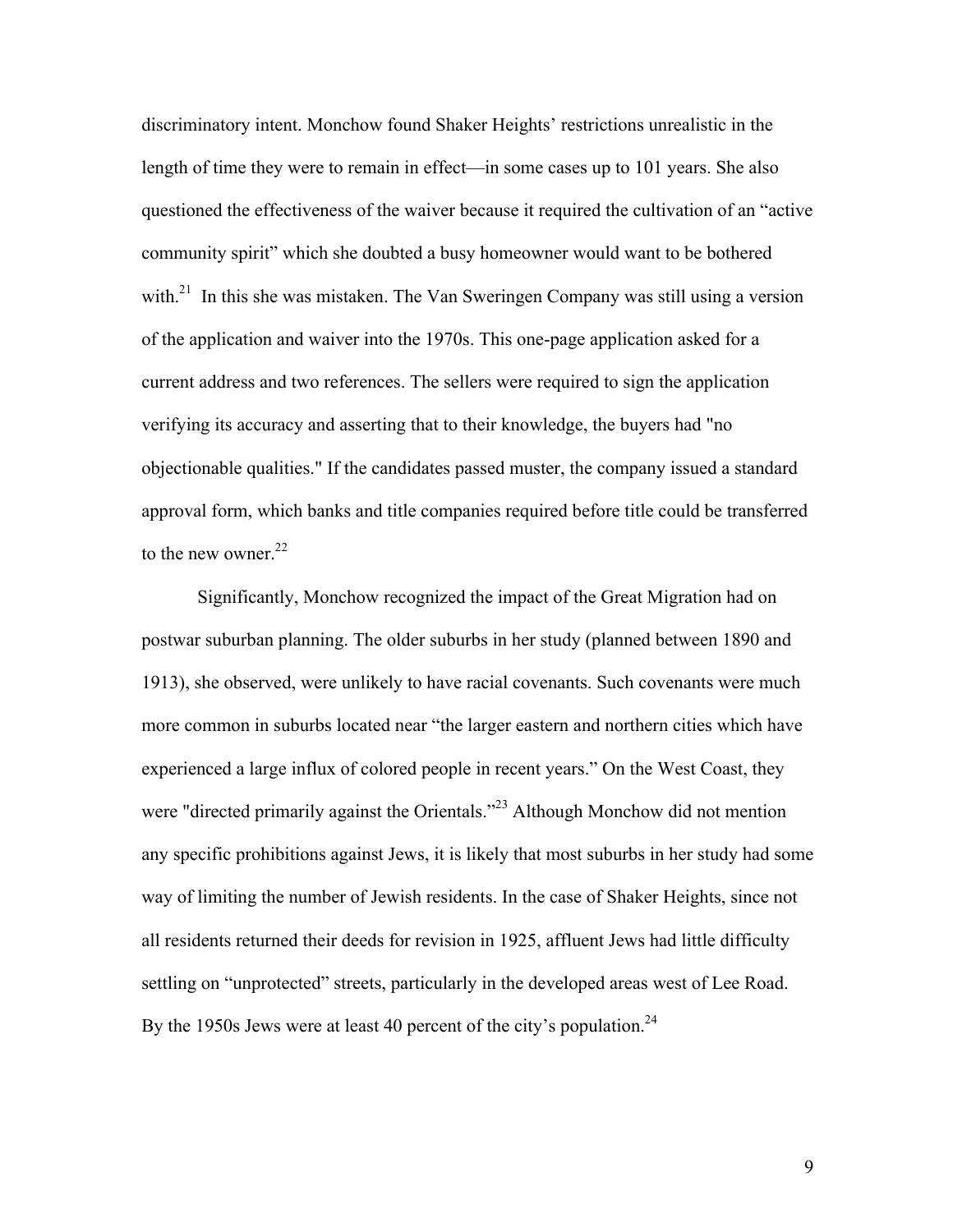discriminatory intent. Monchow found Shaker Heights' restrictions unrealistic in the length of time they were to remain in effect—in some cases up to 101 years. She also questioned the effectiveness of the waiver because it required the cultivation of an "active community spirit" which she doubted a busy homeowner would want to be bothered with.[21] In this she was mistaken. The Van Sweringen Company was still using a version of the application and waiver into the 1970s. This one-page application asked for a current address and two references. The sellers were required to sign the application verifying its accuracy and asserting that to their knowledge, the buyers had "no objectionable qualities." If the candidates passed muster, the company issued a standard approval form, which banks and title companies required before title could be transferred to the new owner.[22]

Significantly, Monchow recognized the impact of the Great Migration had on postwar suburban planning. The older suburbs in her study (planned between 1890 and 1913), she observed, were unlikely to have racial covenants. Such covenants were much more common in suburbs located near "the larger eastern and northern cities which have experienced a large influx of colored people in recent years." On the West Coast, they were "directed primarily against the Orientals."[23] Although Monchow did not mention any specific prohibitions against Jews, it is likely that most suburbs in her study had some way of limiting the number of Jewish residents. In the case of Shaker Heights, since not all residents returned their deeds for revision in 1925, affluent Jews had little difficulty settling on "unprotected" streets, particularly in the developed areas west of Lee Road. By the 1950s Jews were at least 40 percent of the city's population.[24]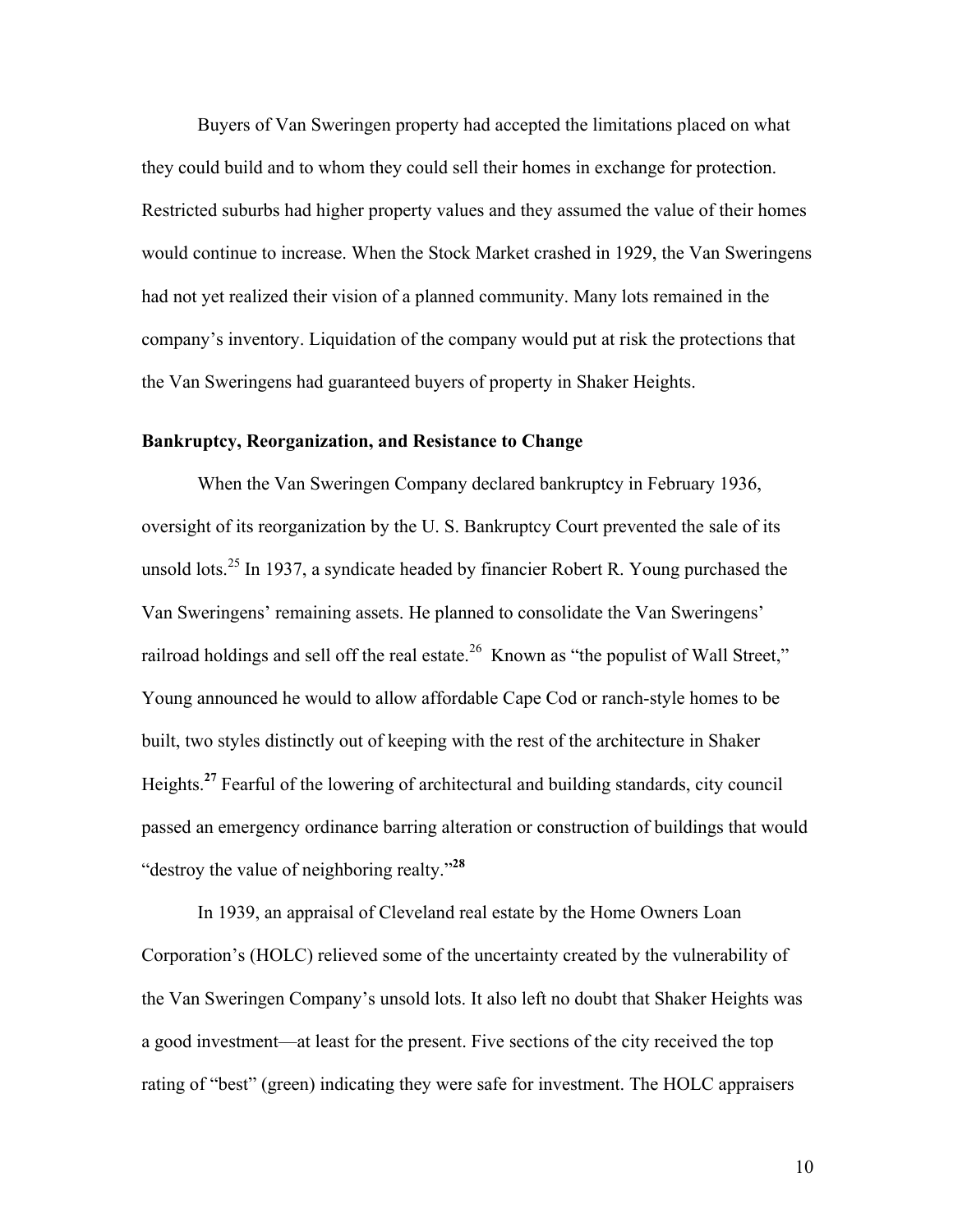Buyers of Van Sweringen property had accepted the limitations placed on what they could build and to whom they could sell their homes in exchange for protection. Restricted suburbs had higher property values and they assumed the value of their homes would continue to increase. When the Stock Market crashed in 1929, the Van Sweringens had not yet realized their vision of a planned community. Many lots remained in the company's inventory. Liquidation of the company would put at risk the protections that the Van Sweringens had guaranteed buyers of property in Shaker Heights.

**Bankruptcy, Reorganization, and Resistance to Change**

When the Van Sweringen Company declared bankruptcy in February 1936, oversight of its reorganization by the U. S. Bankruptcy Court prevented the sale of its unsold lots.[25] In 1937, a syndicate headed by financier Robert R. Young purchased the Van Sweringens' remaining assets. He planned to consolidate the Van Sweringens' railroad holdings and sell off the real estate.[26] Known as "the populist of Wall Street," Young announced he would to allow affordable Cape Cod or ranch-style homes to be built, two styles distinctly out of keeping with the rest of the architecture in Shaker Heights.[27] Fearful of the lowering of architectural and building standards, city council passed an emergency ordinance barring alteration or construction of buildings that would "destroy the value of neighboring realty."[28]

In 1939, an appraisal of Cleveland real estate by the Home Owners Loan Corporation's (HOLC) relieved some of the uncertainty created by the vulnerability of the Van Sweringen Company's unsold lots. It also left no doubt that Shaker Heights was a good investment—at least for the present. Five sections of the city received the top rating of "best" (green) indicating they were safe for investment. The HOLC appraisers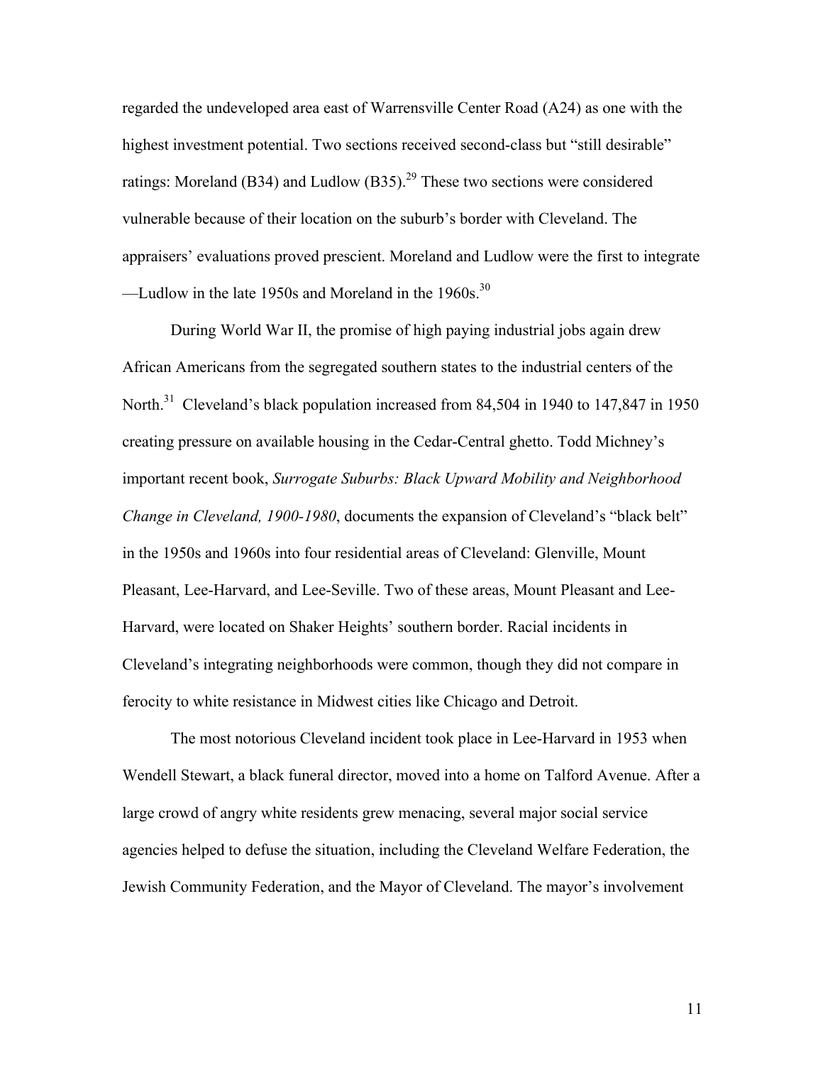regarded the undeveloped area east of Warrensville Center Road (A24) as one with the highest investment potential. Two sections received second-class but "still desirable" ratings: Moreland (B34) and Ludlow (B35).[29] These two sections were considered vulnerable because of their location on the suburb's border with Cleveland. The appraisers' evaluations proved prescient. Moreland and Ludlow were the first to integrate —Ludlow in the late 1950s and Moreland in the 1960s.[30]

During World War II, the promise of high paying industrial jobs again drew African Americans from the segregated southern states to the industrial centers of the North.[31] Cleveland's black population increased from 84,504 in 1940 to 147,847 in 1950 creating pressure on available housing in the Cedar-Central ghetto. Todd Michney's important recent book, *Surrogate Suburbs: Black Upward Mobility and Neighborhood Change in Cleveland, 1900-1980*, documents the expansion of Cleveland's "black belt" in the 1950s and 1960s into four residential areas of Cleveland: Glenville, Mount Pleasant, Lee-Harvard, and Lee-Seville. Two of these areas, Mount Pleasant and Lee-Harvard, were located on Shaker Heights' southern border. Racial incidents in Cleveland's integrating neighborhoods were common, though they did not compare in ferocity to white resistance in Midwest cities like Chicago and Detroit.

The most notorious Cleveland incident took place in Lee-Harvard in 1953 when Wendell Stewart, a black funeral director, moved into a home on Talford Avenue. After a large crowd of angry white residents grew menacing, several major social service agencies helped to defuse the situation, including the Cleveland Welfare Federation, the Jewish Community Federation, and the Mayor of Cleveland. The mayor's involvement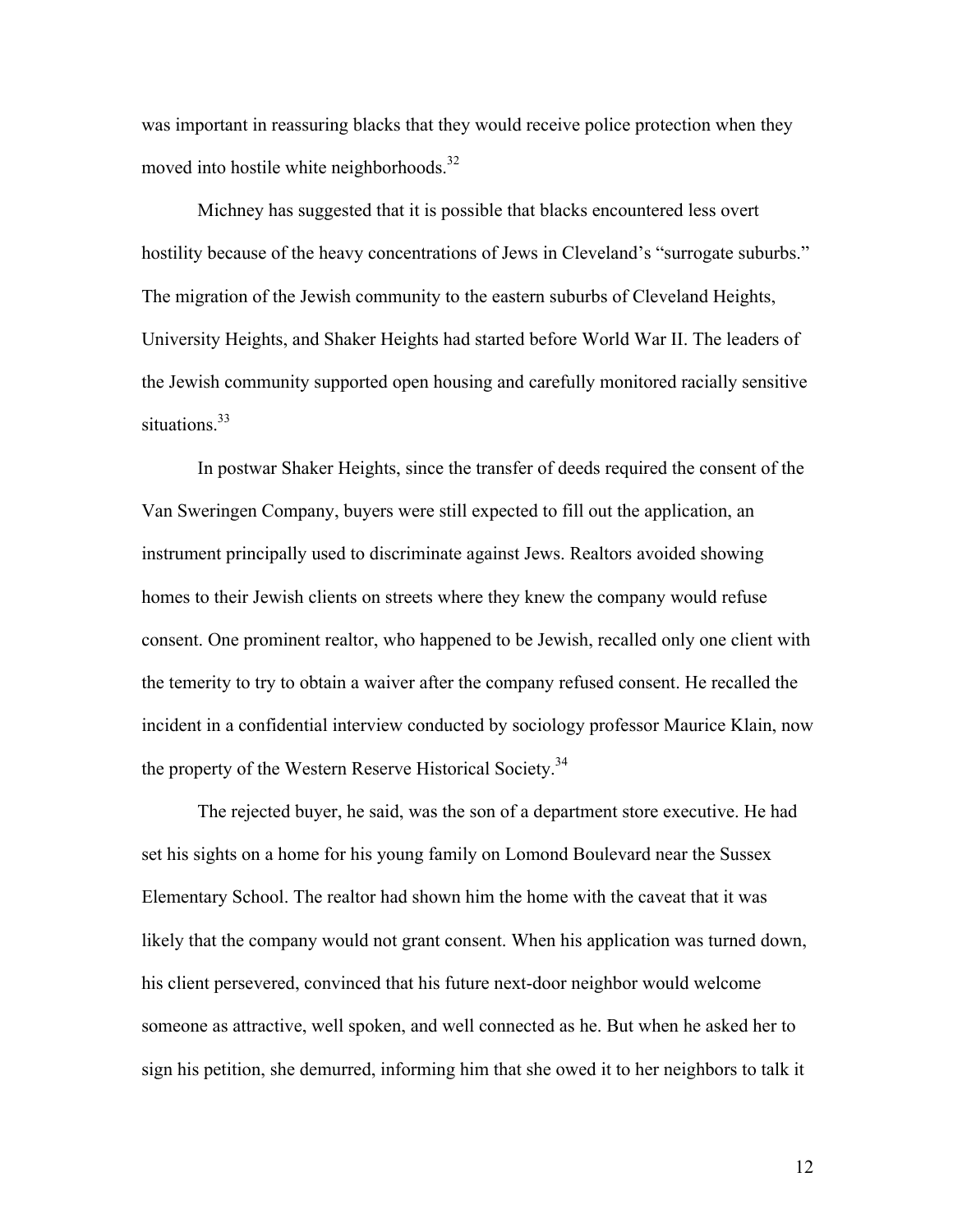was important in reassuring blacks that they would receive police protection when they moved into hostile white neighborhoods.[32]

Michney has suggested that it is possible that blacks encountered less overt hostility because of the heavy concentrations of Jews in Cleveland's "surrogate suburbs." The migration of the Jewish community to the eastern suburbs of Cleveland Heights, University Heights, and Shaker Heights had started before World War II. The leaders of the Jewish community supported open housing and carefully monitored racially sensitive situations.[33]

In postwar Shaker Heights, since the transfer of deeds required the consent of the Van Sweringen Company, buyers were still expected to fill out the application, an instrument principally used to discriminate against Jews. Realtors avoided showing homes to their Jewish clients on streets where they knew the company would refuse consent. One prominent realtor, who happened to be Jewish, recalled only one client with the temerity to try to obtain a waiver after the company refused consent. He recalled the incident in a confidential interview conducted by sociology professor Maurice Klain, now the property of the Western Reserve Historical Society.[34]

The rejected buyer, he said, was the son of a department store executive. He had set his sights on a home for his young family on Lomond Boulevard near the Sussex Elementary School. The realtor had shown him the home with the caveat that it was likely that the company would not grant consent. When his application was turned down, his client persevered, convinced that his future next-door neighbor would welcome someone as attractive, well spoken, and well connected as he. But when he asked her to sign his petition, she demurred, informing him that she owed it to her neighbors to talk it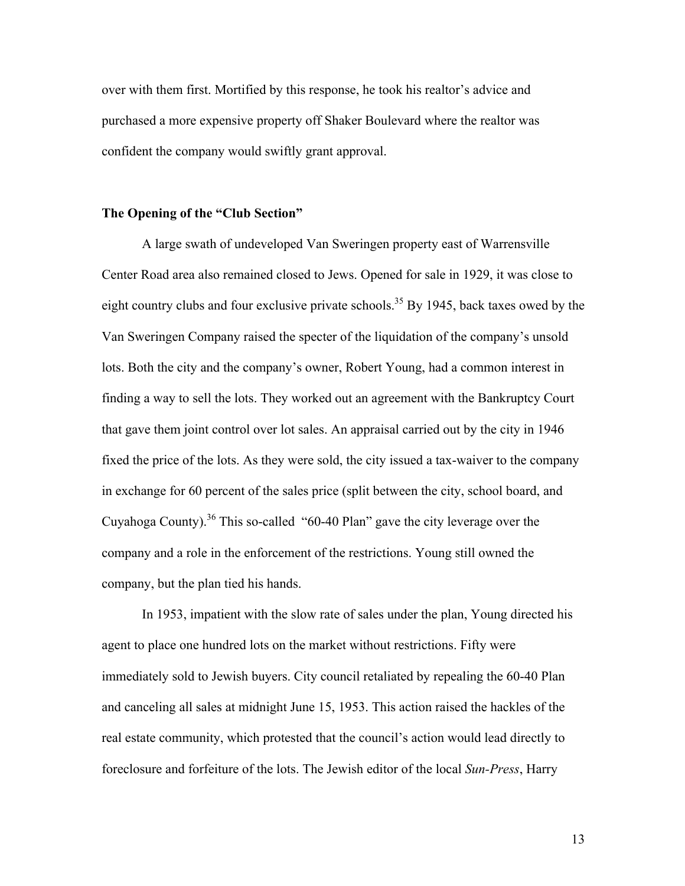over with them first. Mortified by this response, he took his realtor's advice and purchased a more expensive property off Shaker Boulevard where the realtor was confident the company would swiftly grant approval.

### The Opening of the "Club Section"

A large swath of undeveloped Van Sweringen property east of Warrensville Center Road area also remained closed to Jews. Opened for sale in 1929, it was close to eight country clubs and four exclusive private schools.[35] By 1945, back taxes owed by the Van Sweringen Company raised the specter of the liquidation of the company's unsold lots. Both the city and the company's owner, Robert Young, had a common interest in finding a way to sell the lots. They worked out an agreement with the Bankruptcy Court that gave them joint control over lot sales. An appraisal carried out by the city in 1946 fixed the price of the lots. As they were sold, the city issued a tax-waiver to the company in exchange for 60 percent of the sales price (split between the city, school board, and Cuyahoga County).[36] This so-called "60-40 Plan" gave the city leverage over the company and a role in the enforcement of the restrictions. Young still owned the company, but the plan tied his hands.

In 1953, impatient with the slow rate of sales under the plan, Young directed his agent to place one hundred lots on the market without restrictions. Fifty were immediately sold to Jewish buyers. City council retaliated by repealing the 60-40 Plan and canceling all sales at midnight June 15, 1953. This action raised the hackles of the real estate community, which protested that the council's action would lead directly to foreclosure and forfeiture of the lots. The Jewish editor of the local *Sun-Press*, Harry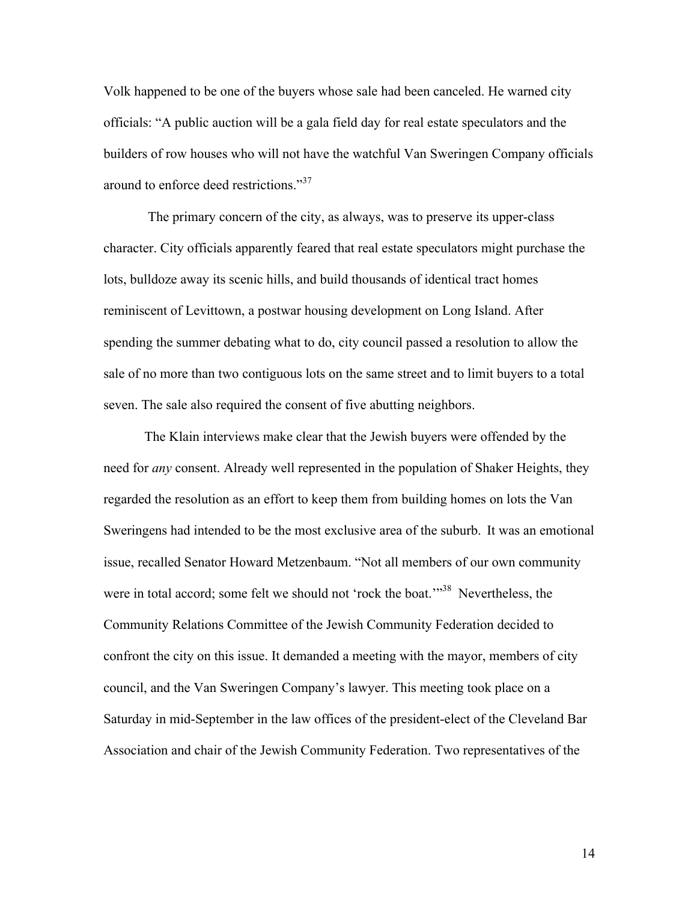Volk happened to be one of the buyers whose sale had been canceled. He warned city officials: "A public auction will be a gala field day for real estate speculators and the builders of row houses who will not have the watchful Van Sweringen Company officials around to enforce deed restrictions."[37]

The primary concern of the city, as always, was to preserve its upper-class character. City officials apparently feared that real estate speculators might purchase the lots, bulldoze away its scenic hills, and build thousands of identical tract homes reminiscent of Levittown, a postwar housing development on Long Island. After spending the summer debating what to do, city council passed a resolution to allow the sale of no more than two contiguous lots on the same street and to limit buyers to a total seven. The sale also required the consent of five abutting neighbors.

The Klain interviews make clear that the Jewish buyers were offended by the need for *any* consent. Already well represented in the population of Shaker Heights, they regarded the resolution as an effort to keep them from building homes on lots the Van Sweringens had intended to be the most exclusive area of the suburb. It was an emotional issue, recalled Senator Howard Metzenbaum. "Not all members of our own community were in total accord; some felt we should not 'rock the boat.'"[38] Nevertheless, the Community Relations Committee of the Jewish Community Federation decided to confront the city on this issue. It demanded a meeting with the mayor, members of city council, and the Van Sweringen Company's lawyer. This meeting took place on a Saturday in mid-September in the law offices of the president-elect of the Cleveland Bar Association and chair of the Jewish Community Federation. Two representatives of the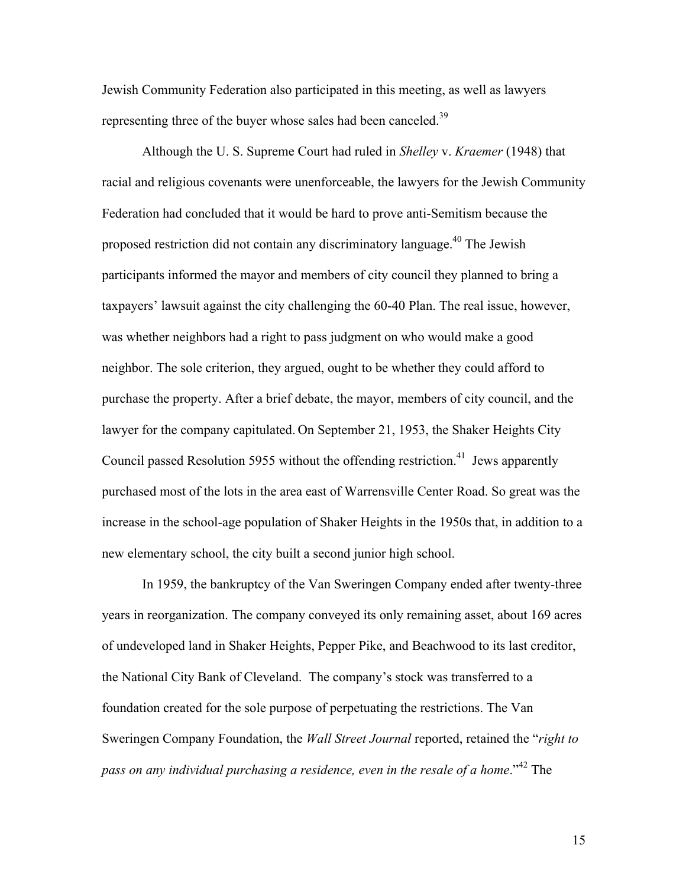Jewish Community Federation also participated in this meeting, as well as lawyers representing three of the buyer whose sales had been canceled.[39]

Although the U. S. Supreme Court had ruled in *Shelley* v. *Kraemer* (1948) that racial and religious covenants were unenforceable, the lawyers for the Jewish Community Federation had concluded that it would be hard to prove anti-Semitism because the proposed restriction did not contain any discriminatory language.[40] The Jewish participants informed the mayor and members of city council they planned to bring a taxpayers' lawsuit against the city challenging the 60-40 Plan. The real issue, however, was whether neighbors had a right to pass judgment on who would make a good neighbor. The sole criterion, they argued, ought to be whether they could afford to purchase the property. After a brief debate, the mayor, members of city council, and the lawyer for the company capitulated. On September 21, 1953, the Shaker Heights City Council passed Resolution 5955 without the offending restriction.[41] Jews apparently purchased most of the lots in the area east of Warrensville Center Road. So great was the increase in the school-age population of Shaker Heights in the 1950s that, in addition to a new elementary school, the city built a second junior high school.

In 1959, the bankruptcy of the Van Sweringen Company ended after twenty-three years in reorganization. The company conveyed its only remaining asset, about 169 acres of undeveloped land in Shaker Heights, Pepper Pike, and Beachwood to its last creditor, the National City Bank of Cleveland. The company's stock was transferred to a foundation created for the sole purpose of perpetuating the restrictions. The Van Sweringen Company Foundation, the *Wall Street Journal* reported, retained the "*right to pass on any individual purchasing a residence, even in the resale of a home*."[42] The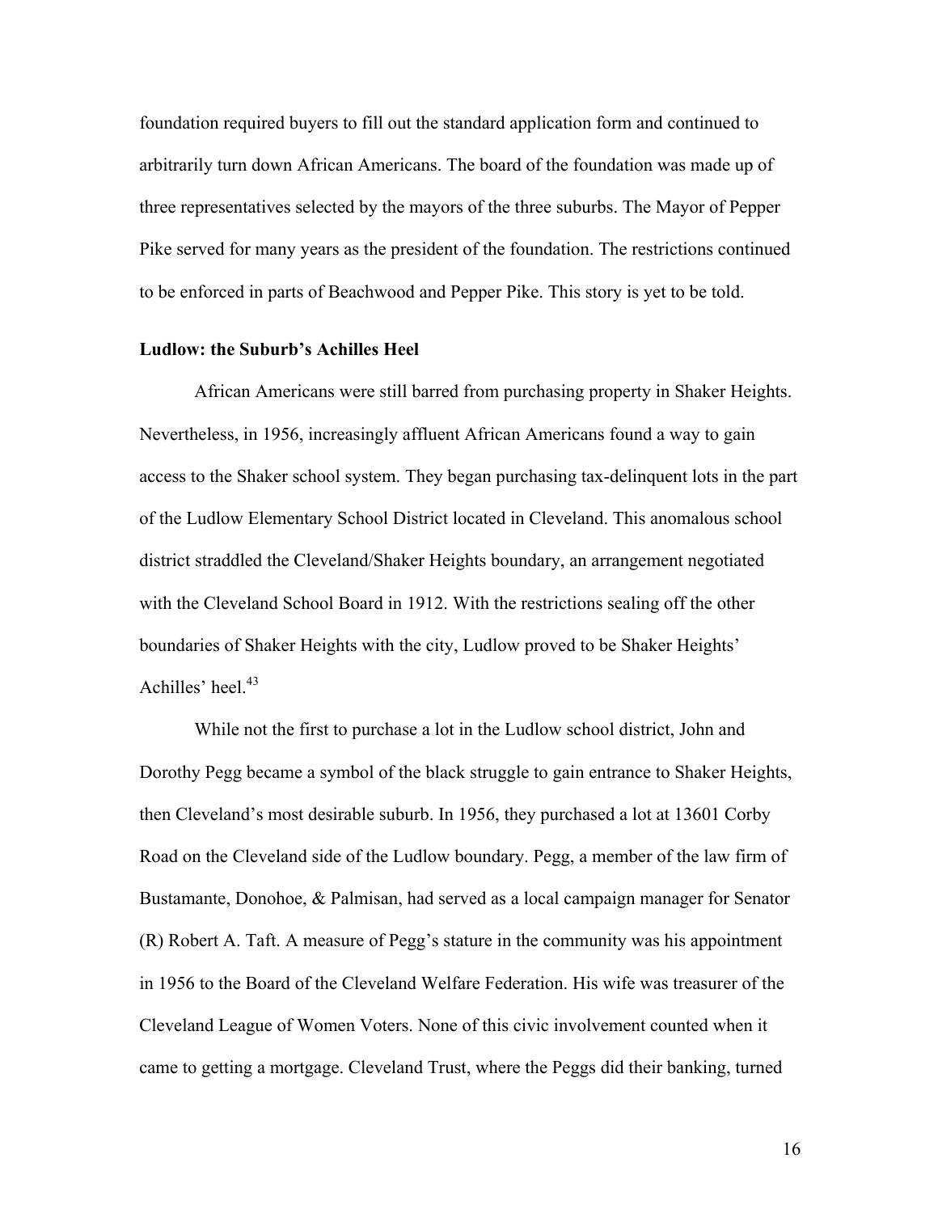foundation required buyers to fill out the standard application form and continued to arbitrarily turn down African Americans. The board of the foundation was made up of three representatives selected by the mayors of the three suburbs. The Mayor of Pepper Pike served for many years as the president of the foundation. The restrictions continued to be enforced in parts of Beachwood and Pepper Pike. This story is yet to be told.

**Ludlow: the Suburb's Achilles Heel**

African Americans were still barred from purchasing property in Shaker Heights. Nevertheless, in 1956, increasingly affluent African Americans found a way to gain access to the Shaker school system. They began purchasing tax-delinquent lots in the part of the Ludlow Elementary School District located in Cleveland. This anomalous school district straddled the Cleveland/Shaker Heights boundary, an arrangement negotiated with the Cleveland School Board in 1912. With the restrictions sealing off the other boundaries of Shaker Heights with the city, Ludlow proved to be Shaker Heights' Achilles' heel.[43]

While not the first to purchase a lot in the Ludlow school district, John and Dorothy Pegg became a symbol of the black struggle to gain entrance to Shaker Heights, then Cleveland's most desirable suburb. In 1956, they purchased a lot at 13601 Corby Road on the Cleveland side of the Ludlow boundary. Pegg, a member of the law firm of Bustamante, Donohoe, & Palmisan, had served as a local campaign manager for Senator (R) Robert A. Taft. A measure of Pegg's stature in the community was his appointment in 1956 to the Board of the Cleveland Welfare Federation. His wife was treasurer of the Cleveland League of Women Voters. None of this civic involvement counted when it came to getting a mortgage. Cleveland Trust, where the Peggs did their banking, turned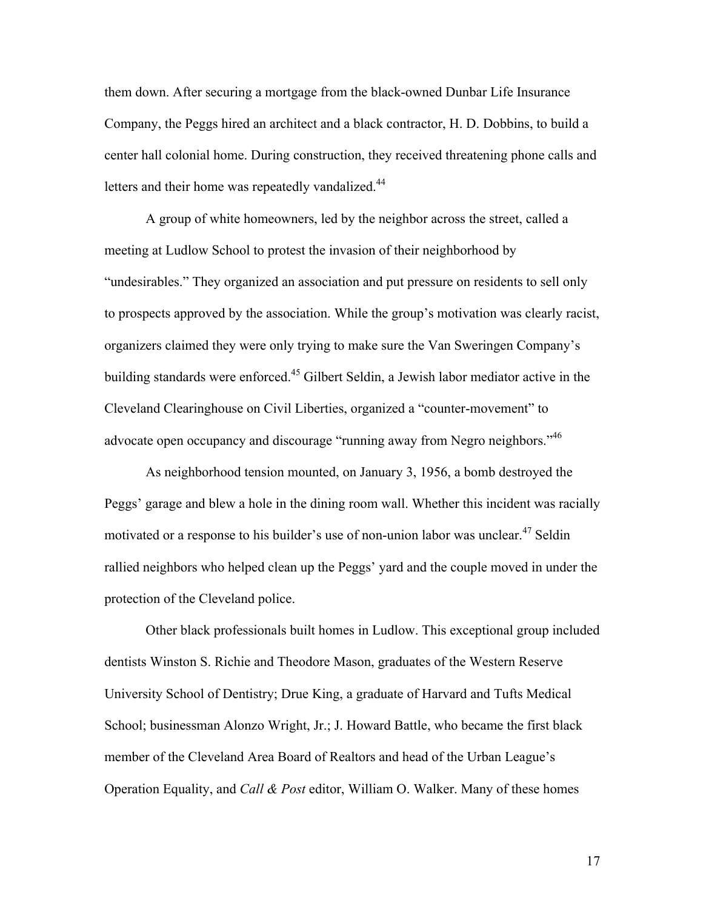them down. After securing a mortgage from the black-owned Dunbar Life Insurance Company, the Peggs hired an architect and a black contractor, H. D. Dobbins, to build a center hall colonial home. During construction, they received threatening phone calls and letters and their home was repeatedly vandalized.[44]

A group of white homeowners, led by the neighbor across the street, called a meeting at Ludlow School to protest the invasion of their neighborhood by "undesirables." They organized an association and put pressure on residents to sell only to prospects approved by the association. While the group's motivation was clearly racist, organizers claimed they were only trying to make sure the Van Sweringen Company's building standards were enforced.[45] Gilbert Seldin, a Jewish labor mediator active in the Cleveland Clearinghouse on Civil Liberties, organized a "counter-movement" to advocate open occupancy and discourage "running away from Negro neighbors."[46]

As neighborhood tension mounted, on January 3, 1956, a bomb destroyed the Peggs' garage and blew a hole in the dining room wall. Whether this incident was racially motivated or a response to his builder's use of non-union labor was unclear.[47] Seldin rallied neighbors who helped clean up the Peggs' yard and the couple moved in under the protection of the Cleveland police.

Other black professionals built homes in Ludlow. This exceptional group included dentists Winston S. Richie and Theodore Mason, graduates of the Western Reserve University School of Dentistry; Drue King, a graduate of Harvard and Tufts Medical School; businessman Alonzo Wright, Jr.; J. Howard Battle, who became the first black member of the Cleveland Area Board of Realtors and head of the Urban League's Operation Equality, and *Call & Post* editor, William O. Walker. Many of these homes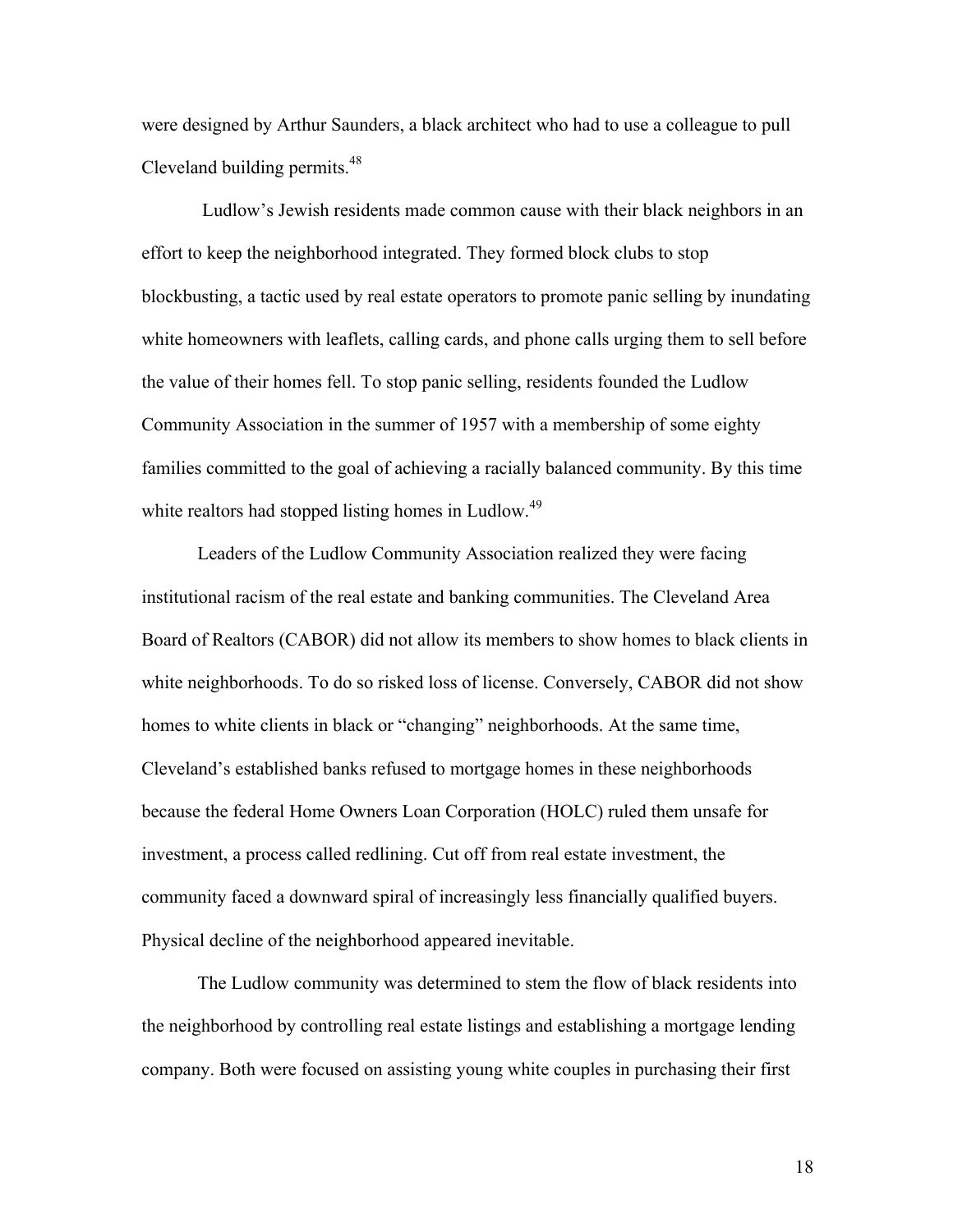were designed by Arthur Saunders, a black architect who had to use a colleague to pull Cleveland building permits.[48]

Ludlow's Jewish residents made common cause with their black neighbors in an effort to keep the neighborhood integrated. They formed block clubs to stop blockbusting, a tactic used by real estate operators to promote panic selling by inundating white homeowners with leaflets, calling cards, and phone calls urging them to sell before the value of their homes fell. To stop panic selling, residents founded the Ludlow Community Association in the summer of 1957 with a membership of some eighty families committed to the goal of achieving a racially balanced community. By this time white realtors had stopped listing homes in Ludlow.[49]

Leaders of the Ludlow Community Association realized they were facing institutional racism of the real estate and banking communities. The Cleveland Area Board of Realtors (CABOR) did not allow its members to show homes to black clients in white neighborhoods. To do so risked loss of license. Conversely, CABOR did not show homes to white clients in black or "changing" neighborhoods. At the same time, Cleveland's established banks refused to mortgage homes in these neighborhoods because the federal Home Owners Loan Corporation (HOLC) ruled them unsafe for investment, a process called redlining. Cut off from real estate investment, the community faced a downward spiral of increasingly less financially qualified buyers. Physical decline of the neighborhood appeared inevitable.

The Ludlow community was determined to stem the flow of black residents into the neighborhood by controlling real estate listings and establishing a mortgage lending company. Both were focused on assisting young white couples in purchasing their first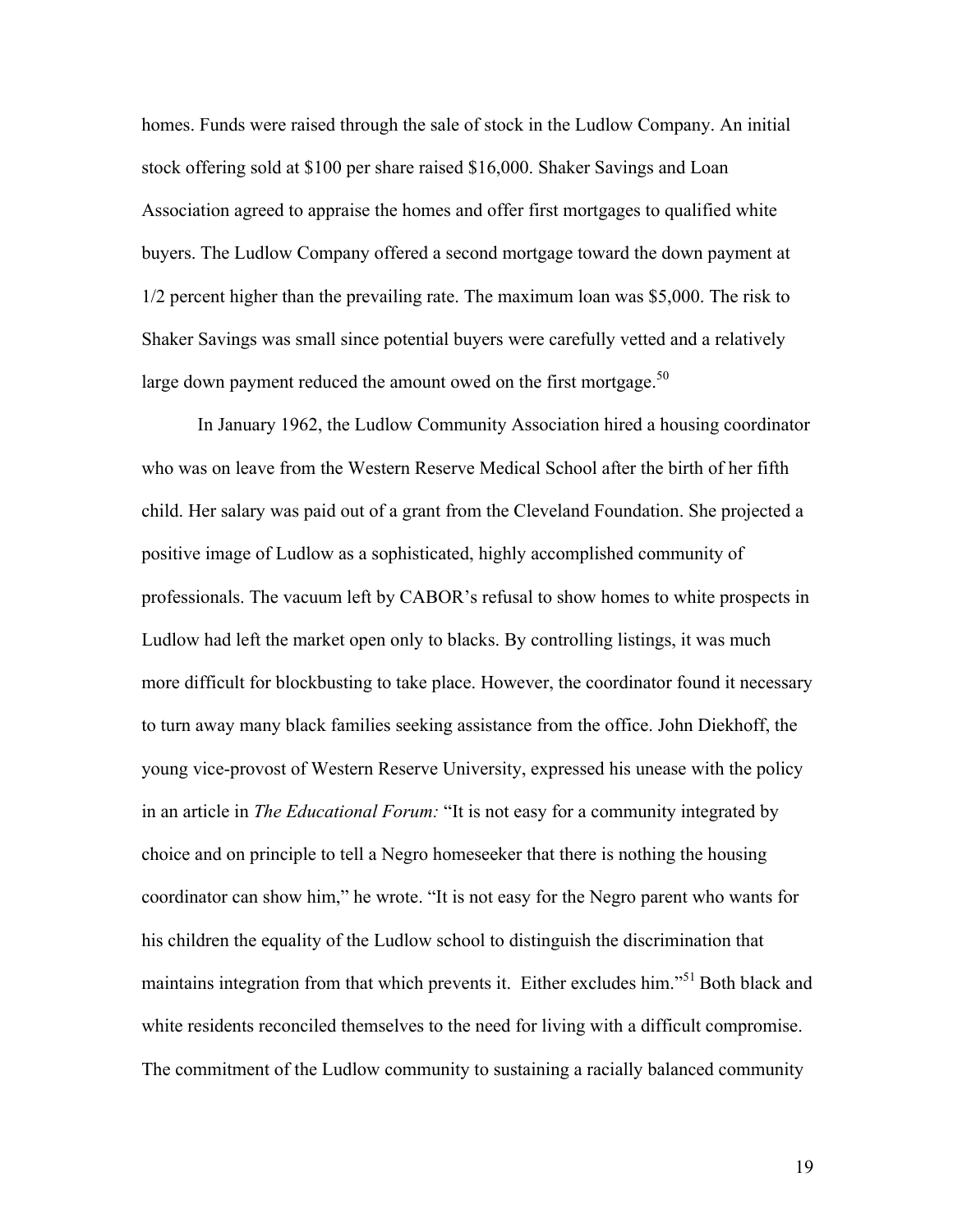homes. Funds were raised through the sale of stock in the Ludlow Company. An initial stock offering sold at $100 per share raised $16,000. Shaker Savings and Loan Association agreed to appraise the homes and offer first mortgages to qualified white buyers. The Ludlow Company offered a second mortgage toward the down payment at 1/2 percent higher than the prevailing rate. The maximum loan was $5,000. The risk to Shaker Savings was small since potential buyers were carefully vetted and a relatively large down payment reduced the amount owed on the first mortgage.[50]

In January 1962, the Ludlow Community Association hired a housing coordinator who was on leave from the Western Reserve Medical School after the birth of her fifth child. Her salary was paid out of a grant from the Cleveland Foundation. She projected a positive image of Ludlow as a sophisticated, highly accomplished community of professionals. The vacuum left by CABOR's refusal to show homes to white prospects in Ludlow had left the market open only to blacks. By controlling listings, it was much more difficult for blockbusting to take place. However, the coordinator found it necessary to turn away many black families seeking assistance from the office. John Diekhoff, the young vice-provost of Western Reserve University, expressed his unease with the policy in an article in *The Educational Forum:* "It is not easy for a community integrated by choice and on principle to tell a Negro homeseeker that there is nothing the housing coordinator can show him," he wrote. "It is not easy for the Negro parent who wants for his children the equality of the Ludlow school to distinguish the discrimination that maintains integration from that which prevents it. Either excludes him."[51] Both black and white residents reconciled themselves to the need for living with a difficult compromise. The commitment of the Ludlow community to sustaining a racially balanced community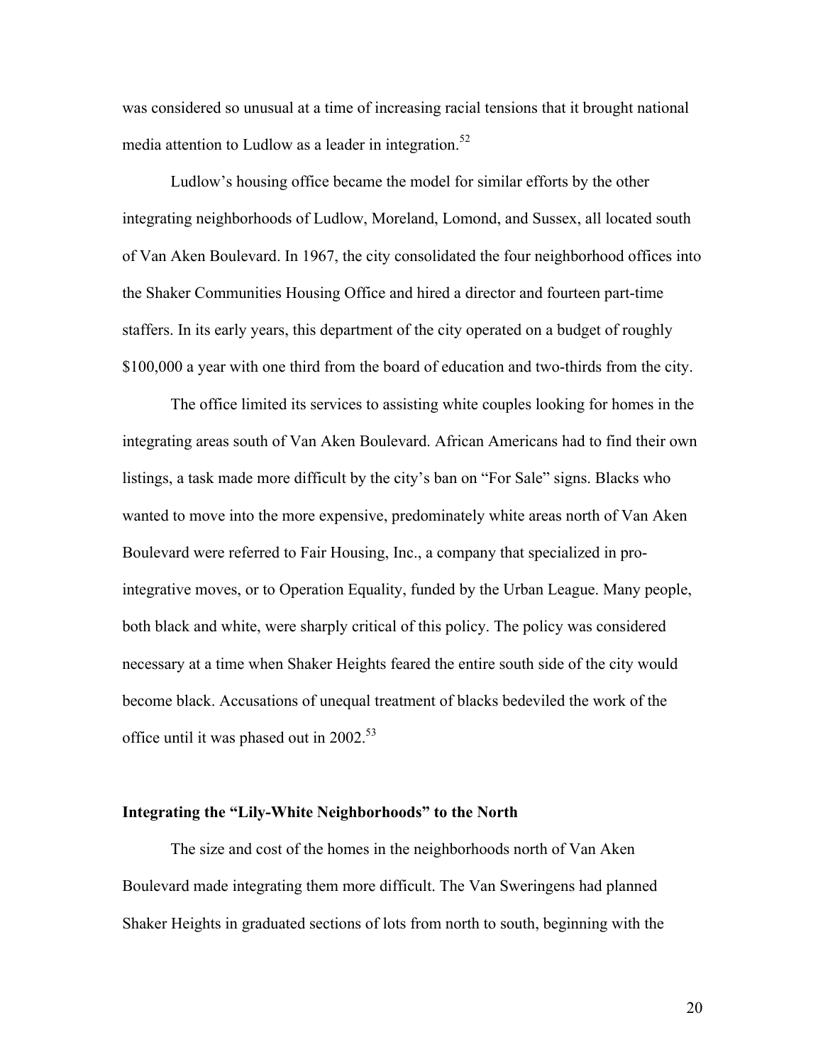was considered so unusual at a time of increasing racial tensions that it brought national media attention to Ludlow as a leader in integration.[52]

Ludlow's housing office became the model for similar efforts by the other integrating neighborhoods of Ludlow, Moreland, Lomond, and Sussex, all located south of Van Aken Boulevard. In 1967, the city consolidated the four neighborhood offices into the Shaker Communities Housing Office and hired a director and fourteen part-time staffers. In its early years, this department of the city operated on a budget of roughly $100,000 a year with one third from the board of education and two-thirds from the city.

The office limited its services to assisting white couples looking for homes in the integrating areas south of Van Aken Boulevard. African Americans had to find their own listings, a task made more difficult by the city's ban on "For Sale" signs. Blacks who wanted to move into the more expensive, predominately white areas north of Van Aken Boulevard were referred to Fair Housing, Inc., a company that specialized in pro-integrative moves, or to Operation Equality, funded by the Urban League. Many people, both black and white, were sharply critical of this policy. The policy was considered necessary at a time when Shaker Heights feared the entire south side of the city would become black. Accusations of unequal treatment of blacks bedeviled the work of the office until it was phased out in 2002.[53]

### Integrating the "Lily-White Neighborhoods" to the North

The size and cost of the homes in the neighborhoods north of Van Aken Boulevard made integrating them more difficult. The Van Sweringens had planned Shaker Heights in graduated sections of lots from north to south, beginning with the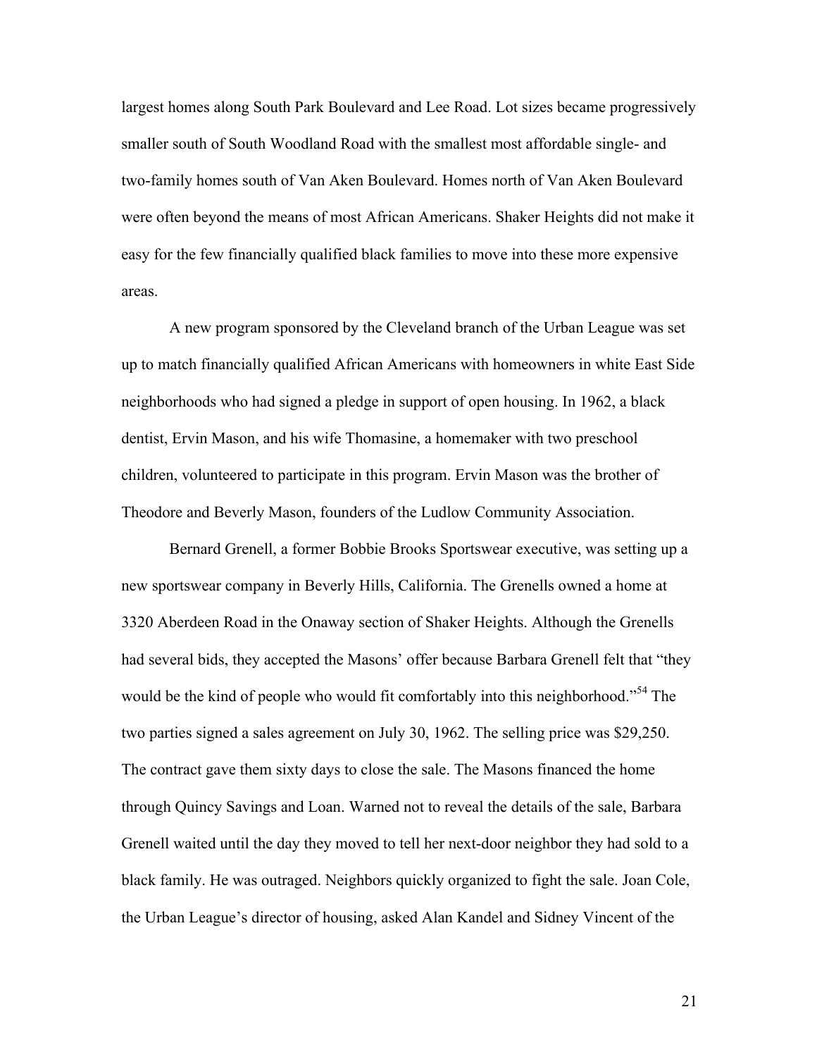largest homes along South Park Boulevard and Lee Road. Lot sizes became progressively smaller south of South Woodland Road with the smallest most affordable single- and two-family homes south of Van Aken Boulevard. Homes north of Van Aken Boulevard were often beyond the means of most African Americans. Shaker Heights did not make it easy for the few financially qualified black families to move into these more expensive areas.

A new program sponsored by the Cleveland branch of the Urban League was set up to match financially qualified African Americans with homeowners in white East Side neighborhoods who had signed a pledge in support of open housing. In 1962, a black dentist, Ervin Mason, and his wife Thomasine, a homemaker with two preschool children, volunteered to participate in this program. Ervin Mason was the brother of Theodore and Beverly Mason, founders of the Ludlow Community Association.

Bernard Grenell, a former Bobbie Brooks Sportswear executive, was setting up a new sportswear company in Beverly Hills, California. The Grenells owned a home at 3320 Aberdeen Road in the Onaway section of Shaker Heights. Although the Grenells had several bids, they accepted the Masons' offer because Barbara Grenell felt that "they would be the kind of people who would fit comfortably into this neighborhood."[54] The two parties signed a sales agreement on July 30, 1962. The selling price was $29,250. The contract gave them sixty days to close the sale. The Masons financed the home through Quincy Savings and Loan. Warned not to reveal the details of the sale, Barbara Grenell waited until the day they moved to tell her next-door neighbor they had sold to a black family. He was outraged. Neighbors quickly organized to fight the sale. Joan Cole, the Urban League's director of housing, asked Alan Kandel and Sidney Vincent of the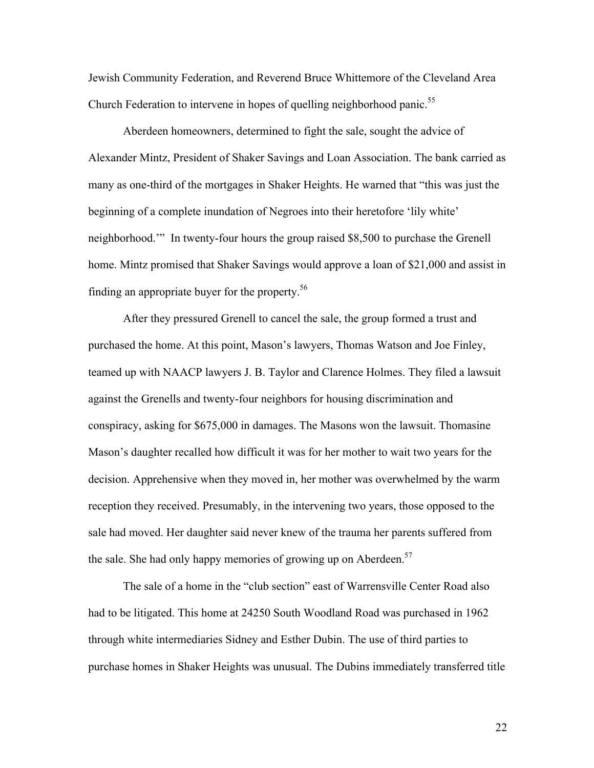Jewish Community Federation, and Reverend Bruce Whittemore of the Cleveland Area Church Federation to intervene in hopes of quelling neighborhood panic.[55]

Aberdeen homeowners, determined to fight the sale, sought the advice of Alexander Mintz, President of Shaker Savings and Loan Association. The bank carried as many as one-third of the mortgages in Shaker Heights. He warned that "this was just the beginning of a complete inundation of Negroes into their heretofore 'lily white' neighborhood.'" In twenty-four hours the group raised $8,500 to purchase the Grenell home. Mintz promised that Shaker Savings would approve a loan of $21,000 and assist in finding an appropriate buyer for the property.[56]

After they pressured Grenell to cancel the sale, the group formed a trust and purchased the home. At this point, Mason's lawyers, Thomas Watson and Joe Finley, teamed up with NAACP lawyers J. B. Taylor and Clarence Holmes. They filed a lawsuit against the Grenells and twenty-four neighbors for housing discrimination and conspiracy, asking for $675,000 in damages. The Masons won the lawsuit. Thomasine Mason's daughter recalled how difficult it was for her mother to wait two years for the decision. Apprehensive when they moved in, her mother was overwhelmed by the warm reception they received. Presumably, in the intervening two years, those opposed to the sale had moved. Her daughter said never knew of the trauma her parents suffered from the sale. She had only happy memories of growing up on Aberdeen.[57]

The sale of a home in the "club section" east of Warrensville Center Road also had to be litigated. This home at 24250 South Woodland Road was purchased in 1962 through white intermediaries Sidney and Esther Dubin. The use of third parties to purchase homes in Shaker Heights was unusual. The Dubins immediately transferred title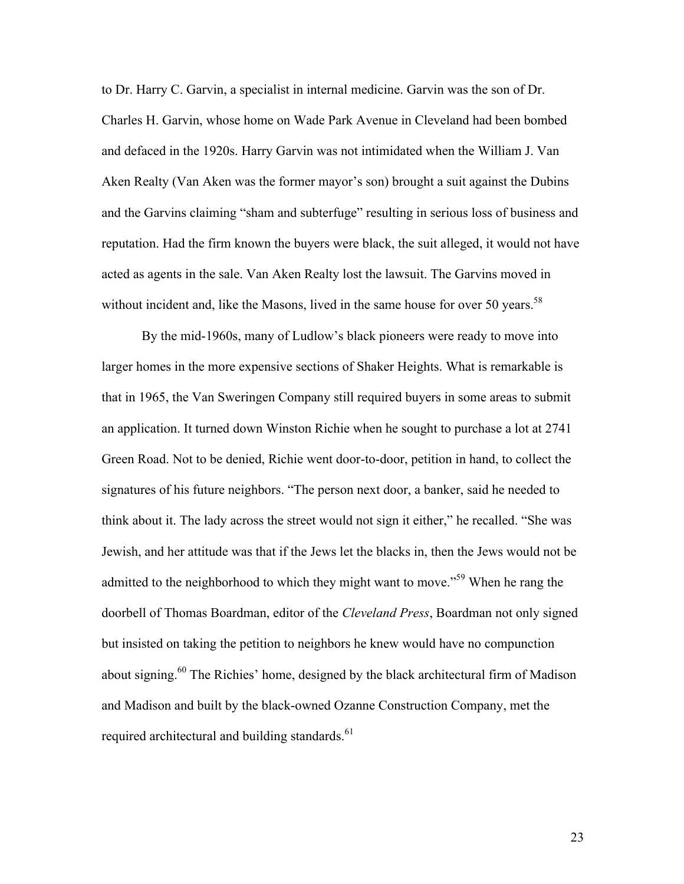to Dr. Harry C. Garvin, a specialist in internal medicine. Garvin was the son of Dr. Charles H. Garvin, whose home on Wade Park Avenue in Cleveland had been bombed and defaced in the 1920s. Harry Garvin was not intimidated when the William J. Van Aken Realty (Van Aken was the former mayor's son) brought a suit against the Dubins and the Garvins claiming "sham and subterfuge" resulting in serious loss of business and reputation. Had the firm known the buyers were black, the suit alleged, it would not have acted as agents in the sale. Van Aken Realty lost the lawsuit. The Garvins moved in without incident and, like the Masons, lived in the same house for over 50 years.[58]

By the mid-1960s, many of Ludlow's black pioneers were ready to move into larger homes in the more expensive sections of Shaker Heights. What is remarkable is that in 1965, the Van Sweringen Company still required buyers in some areas to submit an application. It turned down Winston Richie when he sought to purchase a lot at 2741 Green Road. Not to be denied, Richie went door-to-door, petition in hand, to collect the signatures of his future neighbors. "The person next door, a banker, said he needed to think about it. The lady across the street would not sign it either," he recalled. "She was Jewish, and her attitude was that if the Jews let the blacks in, then the Jews would not be admitted to the neighborhood to which they might want to move."[59] When he rang the doorbell of Thomas Boardman, editor of the *Cleveland Press*, Boardman not only signed but insisted on taking the petition to neighbors he knew would have no compunction about signing.[60] The Richies' home, designed by the black architectural firm of Madison and Madison and built by the black-owned Ozanne Construction Company, met the required architectural and building standards.[61]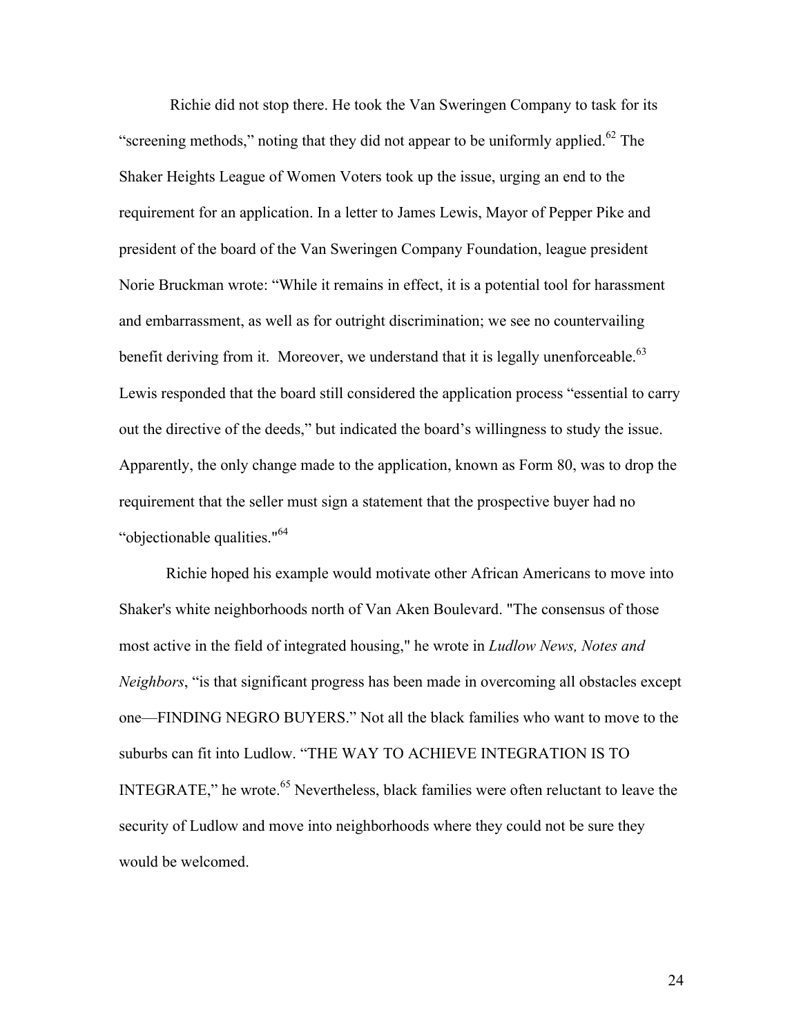Richie did not stop there. He took the Van Sweringen Company to task for its "screening methods," noting that they did not appear to be uniformly applied.[62] The Shaker Heights League of Women Voters took up the issue, urging an end to the requirement for an application. In a letter to James Lewis, Mayor of Pepper Pike and president of the board of the Van Sweringen Company Foundation, league president Norie Bruckman wrote: "While it remains in effect, it is a potential tool for harassment and embarrassment, as well as for outright discrimination; we see no countervailing benefit deriving from it. Moreover, we understand that it is legally unenforceable.[63] Lewis responded that the board still considered the application process "essential to carry out the directive of the deeds," but indicated the board's willingness to study the issue. Apparently, the only change made to the application, known as Form 80, was to drop the requirement that the seller must sign a statement that the prospective buyer had no "objectionable qualities."[64]

Richie hoped his example would motivate other African Americans to move into Shaker's white neighborhoods north of Van Aken Boulevard. "The consensus of those most active in the field of integrated housing," he wrote in *Ludlow News, Notes and Neighbors*, "is that significant progress has been made in overcoming all obstacles except one—FINDING NEGRO BUYERS." Not all the black families who want to move to the suburbs can fit into Ludlow. "THE WAY TO ACHIEVE INTEGRATION IS TO INTEGRATE," he wrote.[65] Nevertheless, black families were often reluctant to leave the security of Ludlow and move into neighborhoods where they could not be sure they would be welcomed.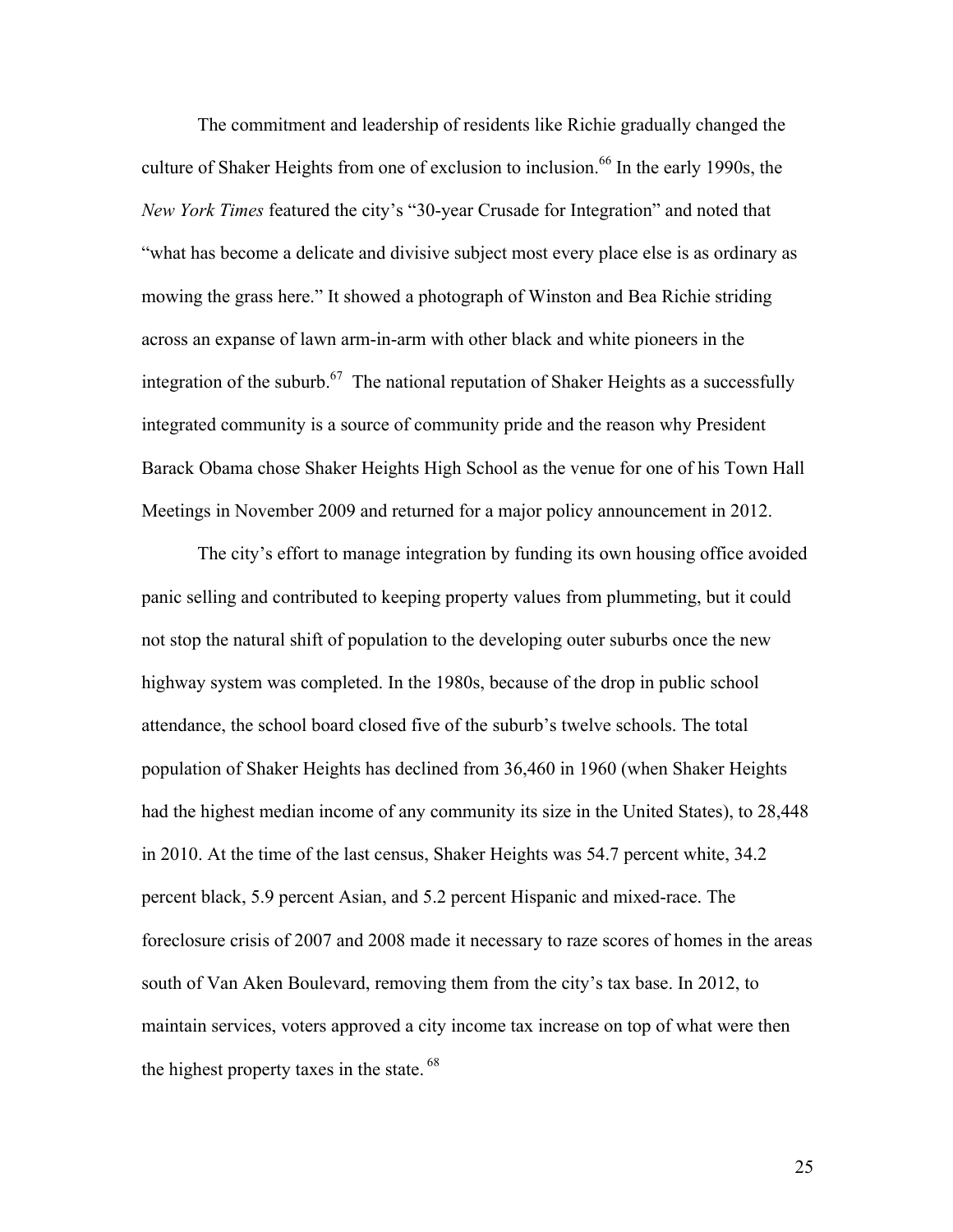The commitment and leadership of residents like Richie gradually changed the culture of Shaker Heights from one of exclusion to inclusion.[66] In the early 1990s, the *New York Times* featured the city's "30-year Crusade for Integration" and noted that "what has become a delicate and divisive subject most every place else is as ordinary as mowing the grass here." It showed a photograph of Winston and Bea Richie striding across an expanse of lawn arm-in-arm with other black and white pioneers in the integration of the suburb.[67] The national reputation of Shaker Heights as a successfully integrated community is a source of community pride and the reason why President Barack Obama chose Shaker Heights High School as the venue for one of his Town Hall Meetings in November 2009 and returned for a major policy announcement in 2012.

The city's effort to manage integration by funding its own housing office avoided panic selling and contributed to keeping property values from plummeting, but it could not stop the natural shift of population to the developing outer suburbs once the new highway system was completed. In the 1980s, because of the drop in public school attendance, the school board closed five of the suburb's twelve schools. The total population of Shaker Heights has declined from 36,460 in 1960 (when Shaker Heights had the highest median income of any community its size in the United States), to 28,448 in 2010. At the time of the last census, Shaker Heights was 54.7 percent white, 34.2 percent black, 5.9 percent Asian, and 5.2 percent Hispanic and mixed-race. The foreclosure crisis of 2007 and 2008 made it necessary to raze scores of homes in the areas south of Van Aken Boulevard, removing them from the city's tax base. In 2012, to maintain services, voters approved a city income tax increase on top of what were then the highest property taxes in the state.[68]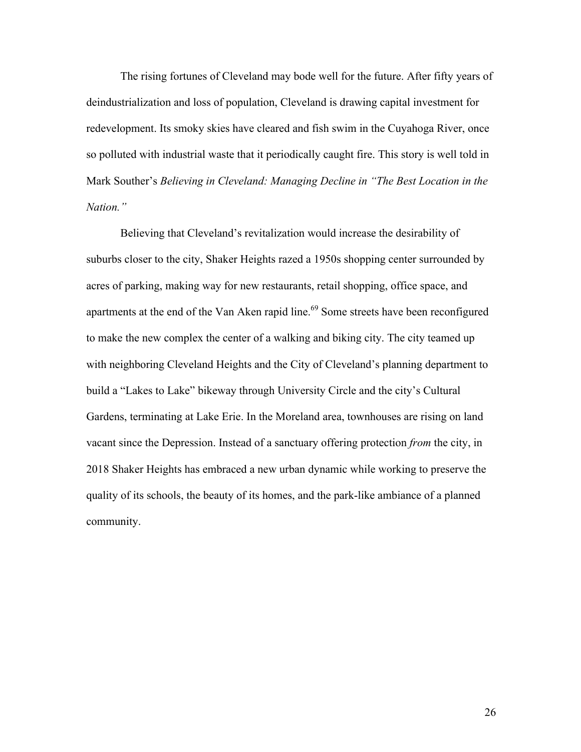The rising fortunes of Cleveland may bode well for the future. After fifty years of deindustrialization and loss of population, Cleveland is drawing capital investment for redevelopment. Its smoky skies have cleared and fish swim in the Cuyahoga River, once so polluted with industrial waste that it periodically caught fire. This story is well told in Mark Souther's *Believing in Cleveland: Managing Decline in "The Best Location in the Nation."*

Believing that Cleveland's revitalization would increase the desirability of suburbs closer to the city, Shaker Heights razed a 1950s shopping center surrounded by acres of parking, making way for new restaurants, retail shopping, office space, and apartments at the end of the Van Aken rapid line.[69] Some streets have been reconfigured to make the new complex the center of a walking and biking city. The city teamed up with neighboring Cleveland Heights and the City of Cleveland's planning department to build a "Lakes to Lake" bikeway through University Circle and the city's Cultural Gardens, terminating at Lake Erie. In the Moreland area, townhouses are rising on land vacant since the Depression. Instead of a sanctuary offering protection *from* the city, in 2018 Shaker Heights has embraced a new urban dynamic while working to preserve the quality of its schools, the beauty of its homes, and the park-like ambiance of a planned community.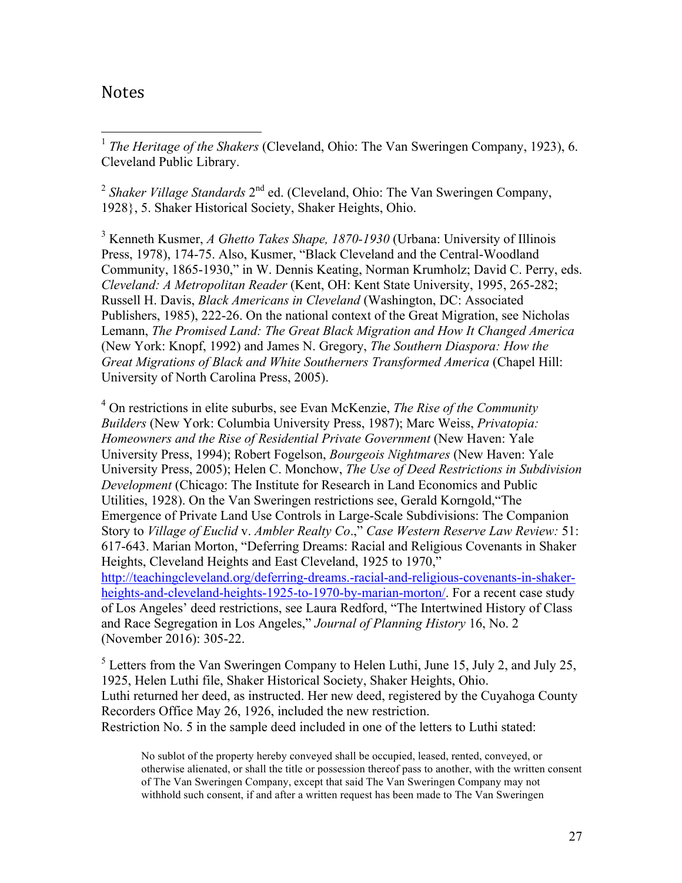## Notes

[1] *The Heritage of the Shakers* (Cleveland, Ohio: The Van Sweringen Company, 1923), 6. Cleveland Public Library.

[2] *Shaker Village Standards* 2nd ed. (Cleveland, Ohio: The Van Sweringen Company, 1928}, 5. Shaker Historical Society, Shaker Heights, Ohio.

[3] Kenneth Kusmer, *A Ghetto Takes Shape, 1870-1930* (Urbana: University of Illinois Press, 1978), 174-75. Also, Kusmer, "Black Cleveland and the Central-Woodland Community, 1865-1930," in W. Dennis Keating, Norman Krumholz; David C. Perry, eds. *Cleveland: A Metropolitan Reader* (Kent, OH: Kent State University, 1995, 265-282; Russell H. Davis, *Black Americans in Cleveland* (Washington, DC: Associated Publishers, 1985), 222-26. On the national context of the Great Migration, see Nicholas Lemann, *The Promised Land: The Great Black Migration and How It Changed America* (New York: Knopf, 1992) and James N. Gregory, *The Southern Diaspora: How the Great Migrations of Black and White Southerners Transformed America* (Chapel Hill: University of North Carolina Press, 2005).

[4] On restrictions in elite suburbs, see Evan McKenzie, *The Rise of the Community Builders* (New York: Columbia University Press, 1987); Marc Weiss, *Privatopia: Homeowners and the Rise of Residential Private Government* (New Haven: Yale University Press, 1994); Robert Fogelson, *Bourgeois Nightmares* (New Haven: Yale University Press, 2005); Helen C. Monchow, *The Use of Deed Restrictions in Subdivision Development* (Chicago: The Institute for Research in Land Economics and Public Utilities, 1928). On the Van Sweringen restrictions see, Gerald Korngold,"The Emergence of Private Land Use Controls in Large-Scale Subdivisions: The Companion Story to *Village of Euclid* v. *Ambler Realty Co*.," *Case Western Reserve Law Review:* 51: 617-643. Marian Morton, "Deferring Dreams: Racial and Religious Covenants in Shaker Heights, Cleveland Heights and East Cleveland, 1925 to 1970," http://teachingcleveland.org/deferring-dreams.-racial-and-religious-covenants-in-shaker-heights-and-cleveland-heights-1925-to-1970-by-marian-morton/. For a recent case study of Los Angeles' deed restrictions, see Laura Redford, "The Intertwined History of Class and Race Segregation in Los Angeles," *Journal of Planning History* 16, No. 2 (November 2016): 305-22.

[5] Letters from the Van Sweringen Company to Helen Luthi, June 15, July 2, and July 25, 1925, Helen Luthi file, Shaker Historical Society, Shaker Heights, Ohio.
Luthi returned her deed, as instructed. Her new deed, registered by the Cuyahoga County Recorders Office May 26, 1926, included the new restriction.
Restriction No. 5 in the sample deed included in one of the letters to Luthi stated:

> No sublot of the property hereby conveyed shall be occupied, leased, rented, conveyed, or otherwise alienated, or shall the title or possession thereof pass to another, with the written consent of The Van Sweringen Company, except that said The Van Sweringen Company may not withhold such consent, if and after a written request has been made to The Van Sweringen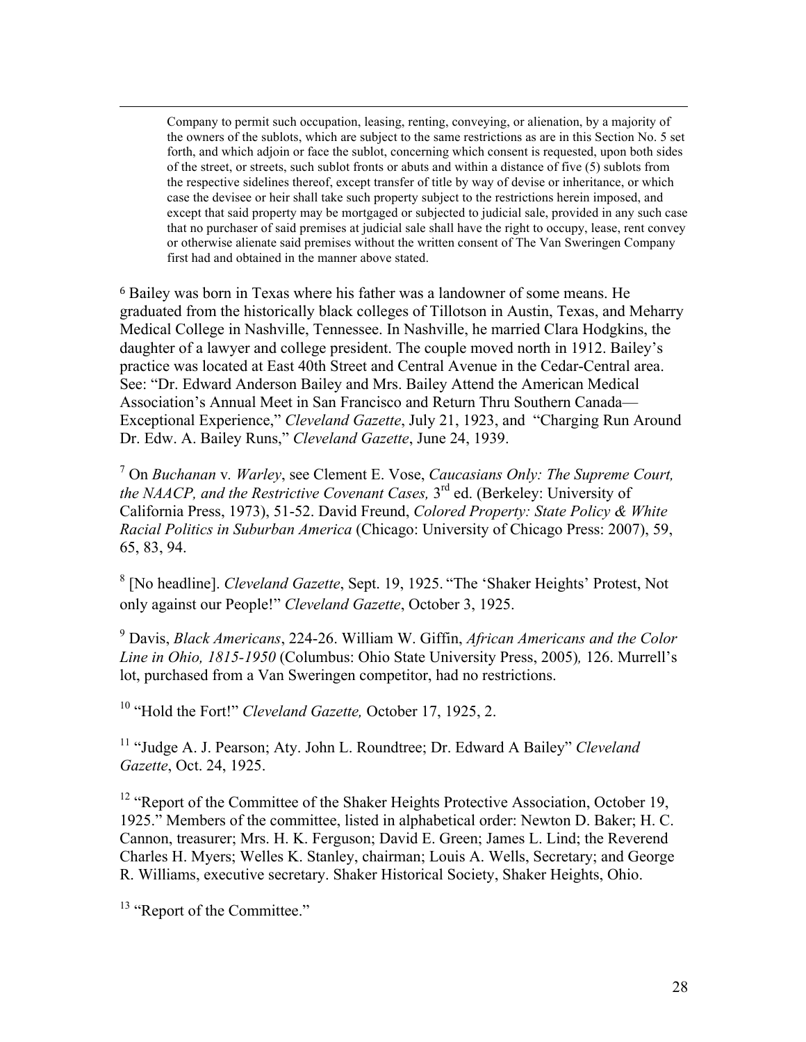> Company to permit such occupation, leasing, renting, conveying, or alienation, by a majority of the owners of the sublots, which are subject to the same restrictions as are in this Section No. 5 set forth, and which adjoin or face the sublot, concerning which consent is requested, upon both sides of the street, or streets, such sublot fronts or abuts and within a distance of five (5) sublots from the respective sidelines thereof, except transfer of title by way of devise or inheritance, or which case the devisee or heir shall take such property subject to the restrictions herein imposed, and except that said property may be mortgaged or subjected to judicial sale, provided in any such case that no purchaser of said premises at judicial sale shall have the right to occupy, lease, rent convey or otherwise alienate said premises without the written consent of The Van Sweringen Company first had and obtained in the manner above stated.

[6] Bailey was born in Texas where his father was a landowner of some means. He graduated from the historically black colleges of Tillotson in Austin, Texas, and Meharry Medical College in Nashville, Tennessee. In Nashville, he married Clara Hodgkins, the daughter of a lawyer and college president. The couple moved north in 1912. Bailey's practice was located at East 40th Street and Central Avenue in the Cedar-Central area. See: "Dr. Edward Anderson Bailey and Mrs. Bailey Attend the American Medical Association's Annual Meet in San Francisco and Return Thru Southern Canada—Exceptional Experience," *Cleveland Gazette*, July 21, 1923, and "Charging Run Around Dr. Edw. A. Bailey Runs," *Cleveland Gazette*, June 24, 1939.

[7] On *Buchanan* v*. Warley*, see Clement E. Vose, *Caucasians Only: The Supreme Court, the NAACP, and the Restrictive Covenant Cases,* 3rd ed. (Berkeley: University of California Press, 1973), 51-52. David Freund, *Colored Property: State Policy & White Racial Politics in Suburban America* (Chicago: University of Chicago Press: 2007), 59, 65, 83, 94.

[8] [No headline]. *Cleveland Gazette*, Sept. 19, 1925. "The 'Shaker Heights' Protest, Not only against our People!" *Cleveland Gazette*, October 3, 1925.

[9] Davis, *Black Americans*, 224-26. William W. Giffin, *African Americans and the Color Line in Ohio, 1815-1950* (Columbus: Ohio State University Press, 2005)*,* 126. Murrell's lot, purchased from a Van Sweringen competitor, had no restrictions.

[10] "Hold the Fort!" *Cleveland Gazette,* October 17, 1925, 2.

[11] "Judge A. J. Pearson; Aty. John L. Roundtree; Dr. Edward A Bailey" *Cleveland Gazette*, Oct. 24, 1925.

[12] "Report of the Committee of the Shaker Heights Protective Association, October 19, 1925." Members of the committee, listed in alphabetical order: Newton D. Baker; H. C. Cannon, treasurer; Mrs. H. K. Ferguson; David E. Green; James L. Lind; the Reverend Charles H. Myers; Welles K. Stanley, chairman; Louis A. Wells, Secretary; and George R. Williams, executive secretary. Shaker Historical Society, Shaker Heights, Ohio.

[13] "Report of the Committee."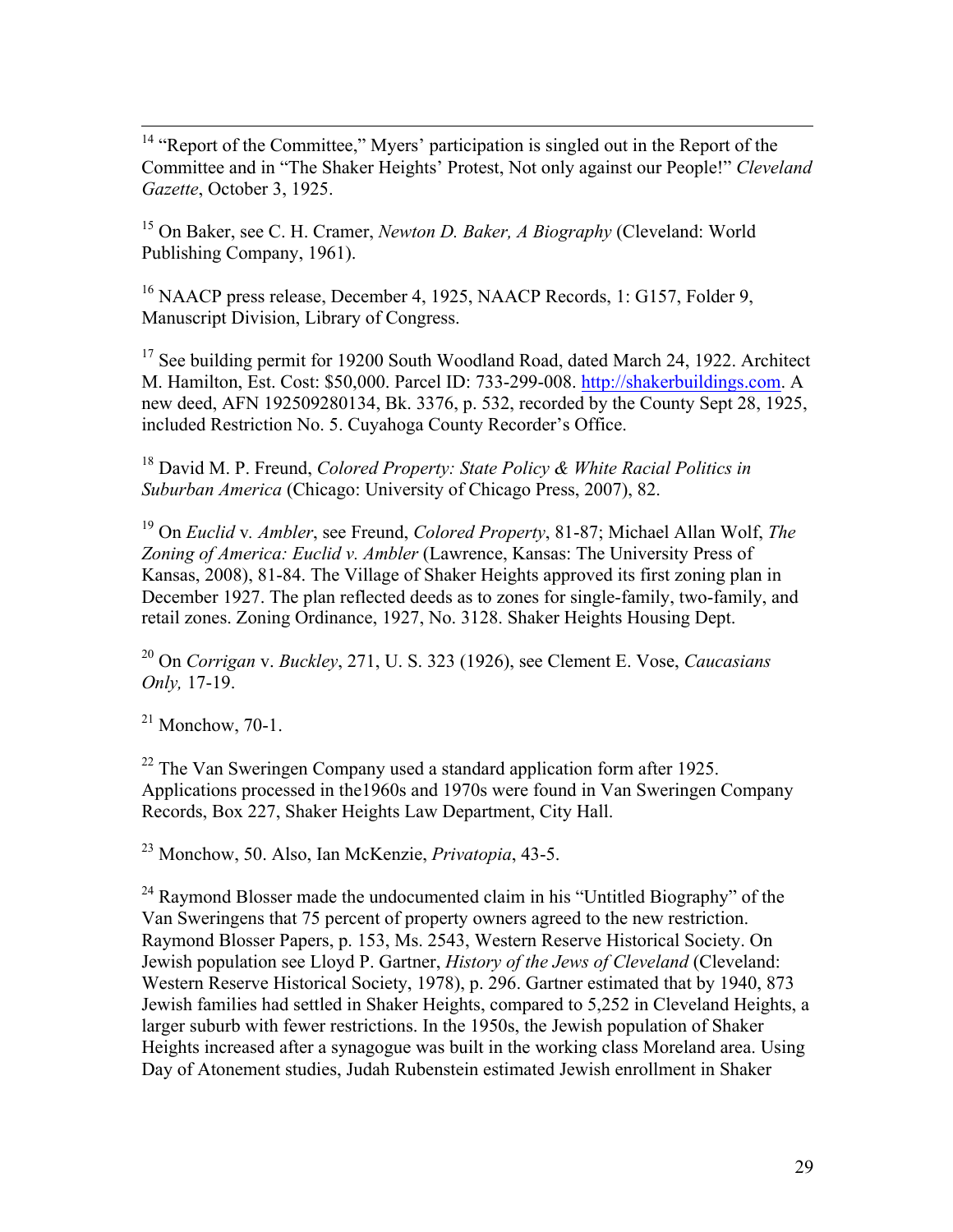[14] "Report of the Committee," Myers' participation is singled out in the Report of the Committee and in "The Shaker Heights' Protest, Not only against our People!" *Cleveland Gazette*, October 3, 1925.

[15] On Baker, see C. H. Cramer, *Newton D. Baker, A Biography* (Cleveland: World Publishing Company, 1961).

[16] NAACP press release, December 4, 1925, NAACP Records, 1: G157, Folder 9, Manuscript Division, Library of Congress.

[17] See building permit for 19200 South Woodland Road, dated March 24, 1922. Architect M. Hamilton, Est. Cost: $50,000. Parcel ID: 733-299-008. http://shakerbuildings.com. A new deed, AFN 192509280134, Bk. 3376, p. 532, recorded by the County Sept 28, 1925, included Restriction No. 5. Cuyahoga County Recorder's Office.

[18] David M. P. Freund, *Colored Property: State Policy & White Racial Politics in Suburban America* (Chicago: University of Chicago Press, 2007), 82.

[19] On *Euclid* v. *Ambler*, see Freund, *Colored Property*, 81-87; Michael Allan Wolf, *The Zoning of America: Euclid v. Ambler* (Lawrence, Kansas: The University Press of Kansas, 2008), 81-84. The Village of Shaker Heights approved its first zoning plan in December 1927. The plan reflected deeds as to zones for single-family, two-family, and retail zones. Zoning Ordinance, 1927, No. 3128. Shaker Heights Housing Dept.

[20] On *Corrigan* v. *Buckley*, 271, U. S. 323 (1926), see Clement E. Vose, *Caucasians Only,* 17-19.

[21] Monchow, 70-1.

[22] The Van Sweringen Company used a standard application form after 1925. Applications processed in the1960s and 1970s were found in Van Sweringen Company Records, Box 227, Shaker Heights Law Department, City Hall.

[23] Monchow, 50. Also, Ian McKenzie, *Privatopia*, 43-5.

[24] Raymond Blosser made the undocumented claim in his "Untitled Biography" of the Van Sweringens that 75 percent of property owners agreed to the new restriction. Raymond Blosser Papers, p. 153, Ms. 2543, Western Reserve Historical Society. On Jewish population see Lloyd P. Gartner, *History of the Jews of Cleveland* (Cleveland: Western Reserve Historical Society, 1978), p. 296. Gartner estimated that by 1940, 873 Jewish families had settled in Shaker Heights, compared to 5,252 in Cleveland Heights, a larger suburb with fewer restrictions. In the 1950s, the Jewish population of Shaker Heights increased after a synagogue was built in the working class Moreland area. Using Day of Atonement studies, Judah Rubenstein estimated Jewish enrollment in Shaker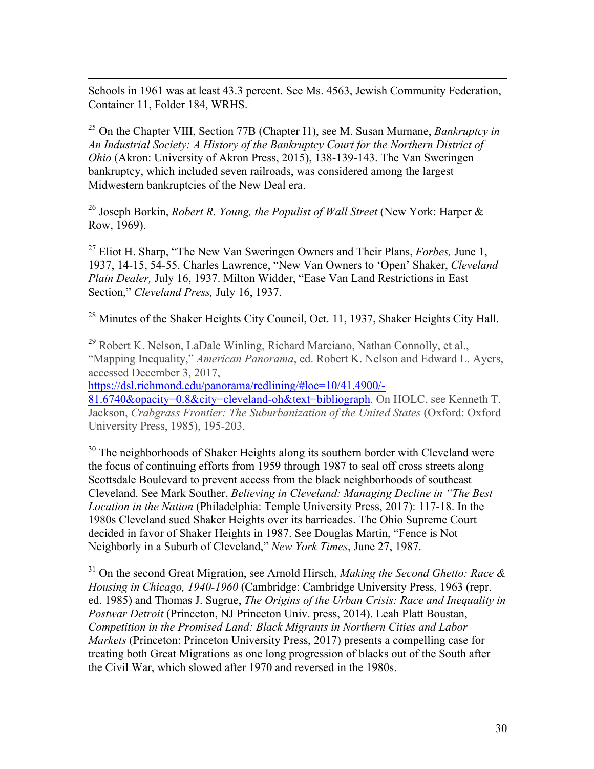Schools in 1961 was at least 43.3 percent. See Ms. 4563, Jewish Community Federation, Container 11, Folder 184, WRHS.

[25] On the Chapter VIII, Section 77B (Chapter I1), see M. Susan Murnane, *Bankruptcy in An Industrial Society: A History of the Bankruptcy Court for the Northern District of Ohio* (Akron: University of Akron Press, 2015), 138-139-143. The Van Sweringen bankruptcy, which included seven railroads, was considered among the largest Midwestern bankruptcies of the New Deal era.

[26] Joseph Borkin, *Robert R. Young, the Populist of Wall Street* (New York: Harper & Row, 1969).

[27] Eliot H. Sharp, "The New Van Sweringen Owners and Their Plans, *Forbes,* June 1, 1937, 14-15, 54-55. Charles Lawrence, "New Van Owners to 'Open' Shaker, *Cleveland Plain Dealer,* July 16, 1937. Milton Widder, "Ease Van Land Restrictions in East Section," *Cleveland Press,* July 16, 1937.

[28] Minutes of the Shaker Heights City Council, Oct. 11, 1937, Shaker Heights City Hall.

[29] Robert K. Nelson, LaDale Winling, Richard Marciano, Nathan Connolly, et al., "Mapping Inequality," *American Panorama*, ed. Robert K. Nelson and Edward L. Ayers, accessed December 3, 2017, [https://dsl.richmond.edu/panorama/redlining/#loc=10/41.4900/-81.6740&opacity=0.8&city=cleveland-oh&text=bibliograph](https://dsl.richmond.edu/panorama/redlining/#loc=10/41.4900/-81.6740&opacity=0.8&city=cleveland-oh&text=bibliograph). On HOLC, see Kenneth T. Jackson, *Crabgrass Frontier: The Suburbanization of the United States* (Oxford: Oxford University Press, 1985), 195-203.

[30] The neighborhoods of Shaker Heights along its southern border with Cleveland were the focus of continuing efforts from 1959 through 1987 to seal off cross streets along Scottsdale Boulevard to prevent access from the black neighborhoods of southeast Cleveland. See Mark Souther, *Believing in Cleveland: Managing Decline in "The Best Location in the Nation* (Philadelphia: Temple University Press, 2017): 117-18. In the 1980s Cleveland sued Shaker Heights over its barricades. The Ohio Supreme Court decided in favor of Shaker Heights in 1987. See Douglas Martin, "Fence is Not Neighborly in a Suburb of Cleveland," *New York Times*, June 27, 1987.

[31] On the second Great Migration, see Arnold Hirsch, *Making the Second Ghetto: Race & Housing in Chicago, 1940-1960* (Cambridge: Cambridge University Press, 1963 (repr. ed. 1985) and Thomas J. Sugrue, *The Origins of the Urban Crisis: Race and Inequality in Postwar Detroit* (Princeton, NJ Princeton Univ. press, 2014). Leah Platt Boustan, *Competition in the Promised Land: Black Migrants in Northern Cities and Labor Markets* (Princeton: Princeton University Press, 2017) presents a compelling case for treating both Great Migrations as one long progression of blacks out of the South after the Civil War, which slowed after 1970 and reversed in the 1980s.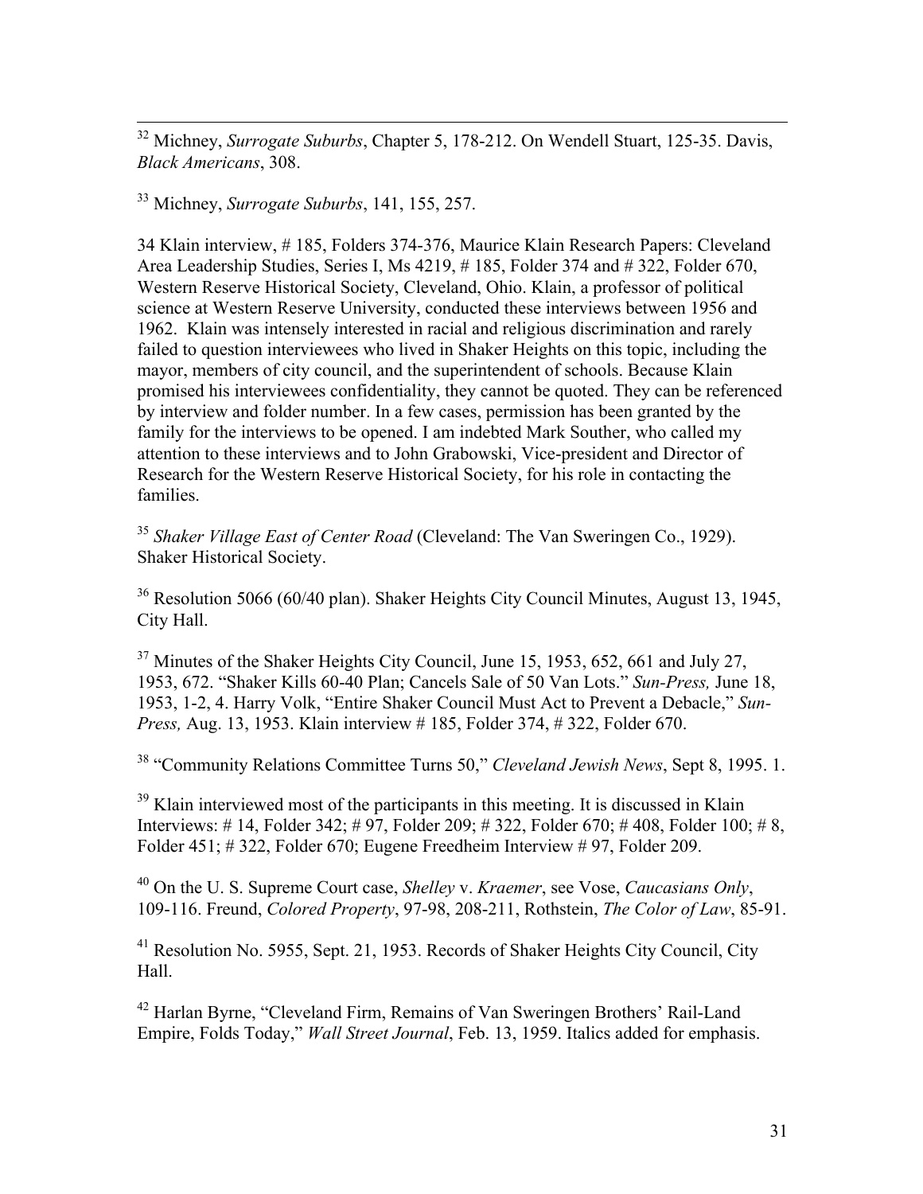[32] Michney, *Surrogate Suburbs*, Chapter 5, 178-212. On Wendell Stuart, 125-35. Davis, *Black Americans*, 308.

[33] Michney, *Surrogate Suburbs*, 141, 155, 257.

34 Klain interview, # 185, Folders 374-376, Maurice Klain Research Papers: Cleveland Area Leadership Studies, Series I, Ms 4219, # 185, Folder 374 and # 322, Folder 670, Western Reserve Historical Society, Cleveland, Ohio. Klain, a professor of political science at Western Reserve University, conducted these interviews between 1956 and 1962. Klain was intensely interested in racial and religious discrimination and rarely failed to question interviewees who lived in Shaker Heights on this topic, including the mayor, members of city council, and the superintendent of schools. Because Klain promised his interviewees confidentiality, they cannot be quoted. They can be referenced by interview and folder number. In a few cases, permission has been granted by the family for the interviews to be opened. I am indebted Mark Souther, who called my attention to these interviews and to John Grabowski, Vice-president and Director of Research for the Western Reserve Historical Society, for his role in contacting the families.

[35] *Shaker Village East of Center Road* (Cleveland: The Van Sweringen Co., 1929). Shaker Historical Society.

[36] Resolution 5066 (60/40 plan). Shaker Heights City Council Minutes, August 13, 1945, City Hall.

[37] Minutes of the Shaker Heights City Council, June 15, 1953, 652, 661 and July 27, 1953, 672. "Shaker Kills 60-40 Plan; Cancels Sale of 50 Van Lots." *Sun-Press,* June 18, 1953, 1-2, 4. Harry Volk, "Entire Shaker Council Must Act to Prevent a Debacle," *Sun-Press,* Aug. 13, 1953. Klain interview # 185, Folder 374, # 322, Folder 670.

[38] "Community Relations Committee Turns 50," *Cleveland Jewish News*, Sept 8, 1995. 1.

[39] Klain interviewed most of the participants in this meeting. It is discussed in Klain Interviews: # 14, Folder 342; # 97, Folder 209; # 322, Folder 670; # 408, Folder 100; # 8, Folder 451; # 322, Folder 670; Eugene Freedheim Interview # 97, Folder 209.

[40] On the U. S. Supreme Court case, *Shelley* v. *Kraemer*, see Vose, *Caucasians Only*, 109-116. Freund, *Colored Property*, 97-98, 208-211, Rothstein, *The Color of Law*, 85-91.

[41] Resolution No. 5955, Sept. 21, 1953. Records of Shaker Heights City Council, City Hall.

[42] Harlan Byrne, "Cleveland Firm, Remains of Van Sweringen Brothers' Rail-Land Empire, Folds Today," *Wall Street Journal*, Feb. 13, 1959. Italics added for emphasis.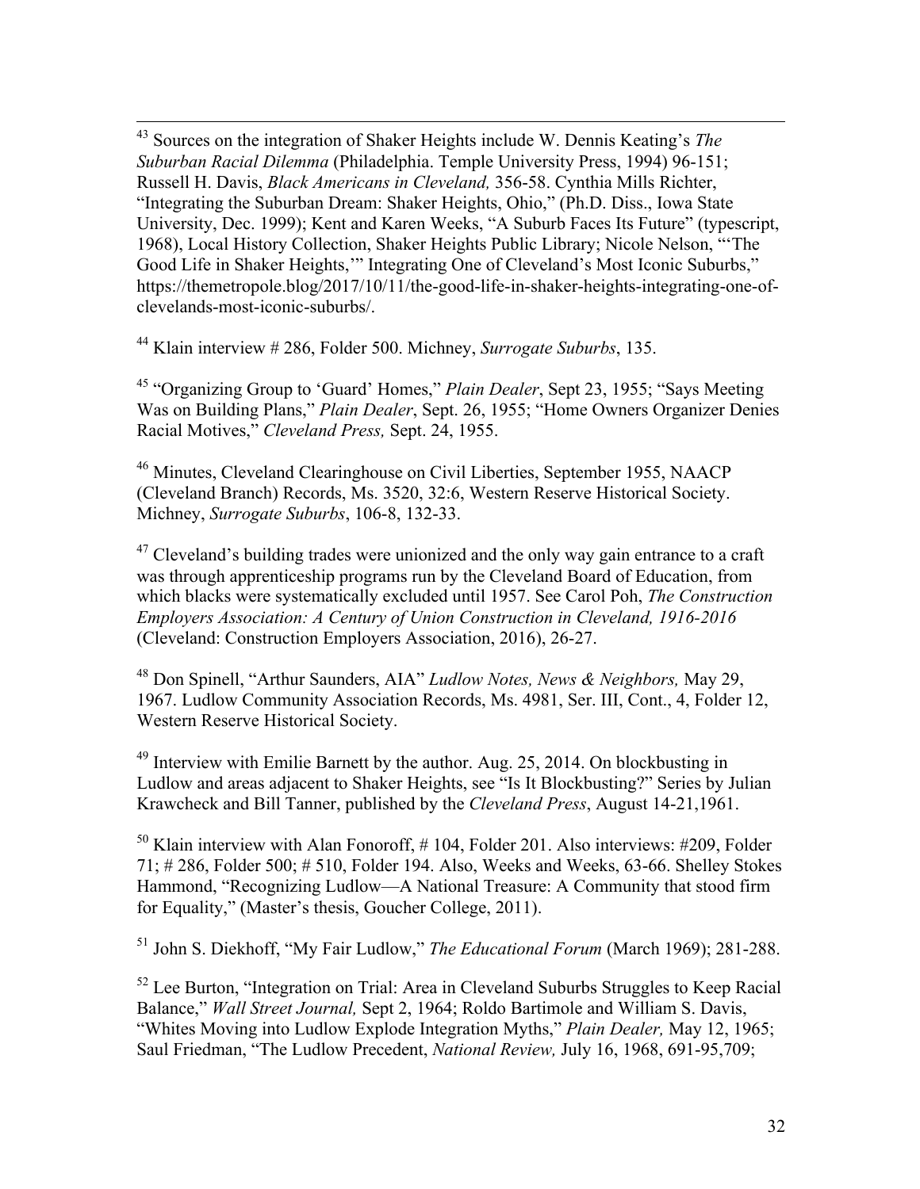[43] Sources on the integration of Shaker Heights include W. Dennis Keating's *The Suburban Racial Dilemma* (Philadelphia. Temple University Press, 1994) 96-151; Russell H. Davis, *Black Americans in Cleveland,* 356-58. Cynthia Mills Richter, "Integrating the Suburban Dream: Shaker Heights, Ohio," (Ph.D. Diss., Iowa State University, Dec. 1999); Kent and Karen Weeks, "A Suburb Faces Its Future" (typescript, 1968), Local History Collection, Shaker Heights Public Library; Nicole Nelson, "'The Good Life in Shaker Heights,'" Integrating One of Cleveland's Most Iconic Suburbs," https://themetropole.blog/2017/10/11/the-good-life-in-shaker-heights-integrating-one-of-clevelands-most-iconic-suburbs/.

[44] Klain interview # 286, Folder 500. Michney, *Surrogate Suburbs*, 135.

[45] "Organizing Group to 'Guard' Homes," *Plain Dealer*, Sept 23, 1955; "Says Meeting Was on Building Plans," *Plain Dealer*, Sept. 26, 1955; "Home Owners Organizer Denies Racial Motives," *Cleveland Press,* Sept. 24, 1955.

[46] Minutes, Cleveland Clearinghouse on Civil Liberties, September 1955, NAACP (Cleveland Branch) Records, Ms. 3520, 32:6, Western Reserve Historical Society. Michney, *Surrogate Suburbs*, 106-8, 132-33.

[47] Cleveland's building trades were unionized and the only way gain entrance to a craft was through apprenticeship programs run by the Cleveland Board of Education, from which blacks were systematically excluded until 1957. See Carol Poh, *The Construction Employers Association: A Century of Union Construction in Cleveland, 1916-2016* (Cleveland: Construction Employers Association, 2016), 26-27.

[48] Don Spinell, "Arthur Saunders, AIA" *Ludlow Notes, News & Neighbors,* May 29, 1967. Ludlow Community Association Records, Ms. 4981, Ser. III, Cont., 4, Folder 12, Western Reserve Historical Society.

[49] Interview with Emilie Barnett by the author. Aug. 25, 2014. On blockbusting in Ludlow and areas adjacent to Shaker Heights, see "Is It Blockbusting?" Series by Julian Krawcheck and Bill Tanner, published by the *Cleveland Press*, August 14-21,1961.

[50] Klain interview with Alan Fonoroff, # 104, Folder 201. Also interviews: #209, Folder 71; # 286, Folder 500; # 510, Folder 194. Also, Weeks and Weeks, 63-66. Shelley Stokes Hammond, "Recognizing Ludlow—A National Treasure: A Community that stood firm for Equality," (Master's thesis, Goucher College, 2011).

[51] John S. Diekhoff, "My Fair Ludlow," *The Educational Forum* (March 1969); 281-288.

[52] Lee Burton, "Integration on Trial: Area in Cleveland Suburbs Struggles to Keep Racial Balance," *Wall Street Journal,* Sept 2, 1964; Roldo Bartimole and William S. Davis, "Whites Moving into Ludlow Explode Integration Myths," *Plain Dealer,* May 12, 1965; Saul Friedman, "The Ludlow Precedent, *National Review,* July 16, 1968, 691-95,709;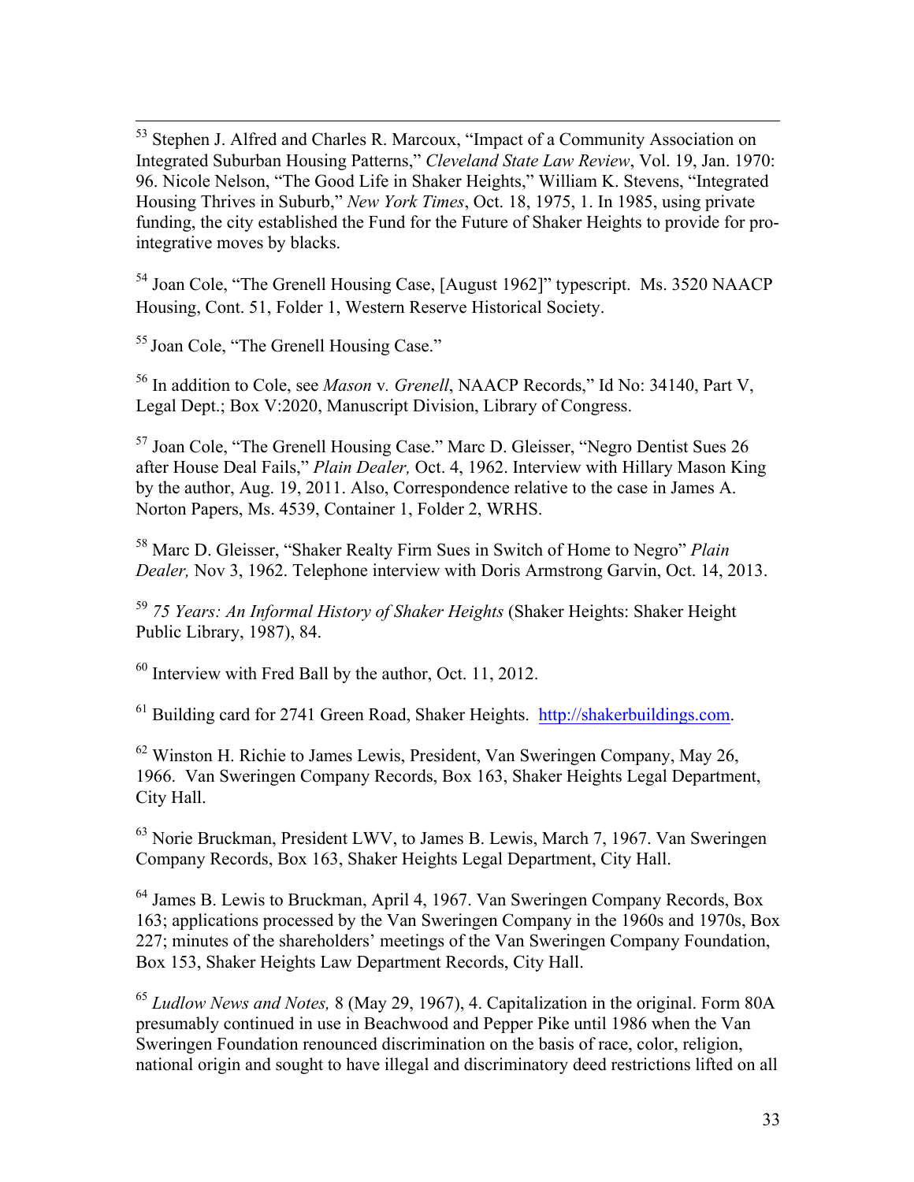[53] Stephen J. Alfred and Charles R. Marcoux, "Impact of a Community Association on Integrated Suburban Housing Patterns," *Cleveland State Law Review*, Vol. 19, Jan. 1970: 96. Nicole Nelson, "The Good Life in Shaker Heights," William K. Stevens, "Integrated Housing Thrives in Suburb," *New York Times*, Oct. 18, 1975, 1. In 1985, using private funding, the city established the Fund for the Future of Shaker Heights to provide for pro-integrative moves by blacks.

[54] Joan Cole, "The Grenell Housing Case, [August 1962]" typescript. Ms. 3520 NAACP Housing, Cont. 51, Folder 1, Western Reserve Historical Society.

[55] Joan Cole, "The Grenell Housing Case."

[56] In addition to Cole, see *Mason* v*. Grenell*, NAACP Records," Id No: 34140, Part V, Legal Dept.; Box V:2020, Manuscript Division, Library of Congress.

[57] Joan Cole, "The Grenell Housing Case." Marc D. Gleisser, "Negro Dentist Sues 26 after House Deal Fails," *Plain Dealer,* Oct. 4, 1962. Interview with Hillary Mason King by the author, Aug. 19, 2011. Also, Correspondence relative to the case in James A. Norton Papers, Ms. 4539, Container 1, Folder 2, WRHS.

[58] Marc D. Gleisser, "Shaker Realty Firm Sues in Switch of Home to Negro" *Plain Dealer,* Nov 3, 1962. Telephone interview with Doris Armstrong Garvin, Oct. 14, 2013.

[59] *75 Years: An Informal History of Shaker Heights* (Shaker Heights: Shaker Height Public Library, 1987), 84.

[60] Interview with Fred Ball by the author, Oct. 11, 2012.

[61] Building card for 2741 Green Road, Shaker Heights. http://shakerbuildings.com.

[62] Winston H. Richie to James Lewis, President, Van Sweringen Company, May 26, 1966. Van Sweringen Company Records, Box 163, Shaker Heights Legal Department, City Hall.

[63] Norie Bruckman, President LWV, to James B. Lewis, March 7, 1967. Van Sweringen Company Records, Box 163, Shaker Heights Legal Department, City Hall.

[64] James B. Lewis to Bruckman, April 4, 1967. Van Sweringen Company Records, Box 163; applications processed by the Van Sweringen Company in the 1960s and 1970s, Box 227; minutes of the shareholders' meetings of the Van Sweringen Company Foundation, Box 153, Shaker Heights Law Department Records, City Hall.

[65] *Ludlow News and Notes,* 8 (May 29, 1967), 4. Capitalization in the original. Form 80A presumably continued in use in Beachwood and Pepper Pike until 1986 when the Van Sweringen Foundation renounced discrimination on the basis of race, color, religion, national origin and sought to have illegal and discriminatory deed restrictions lifted on all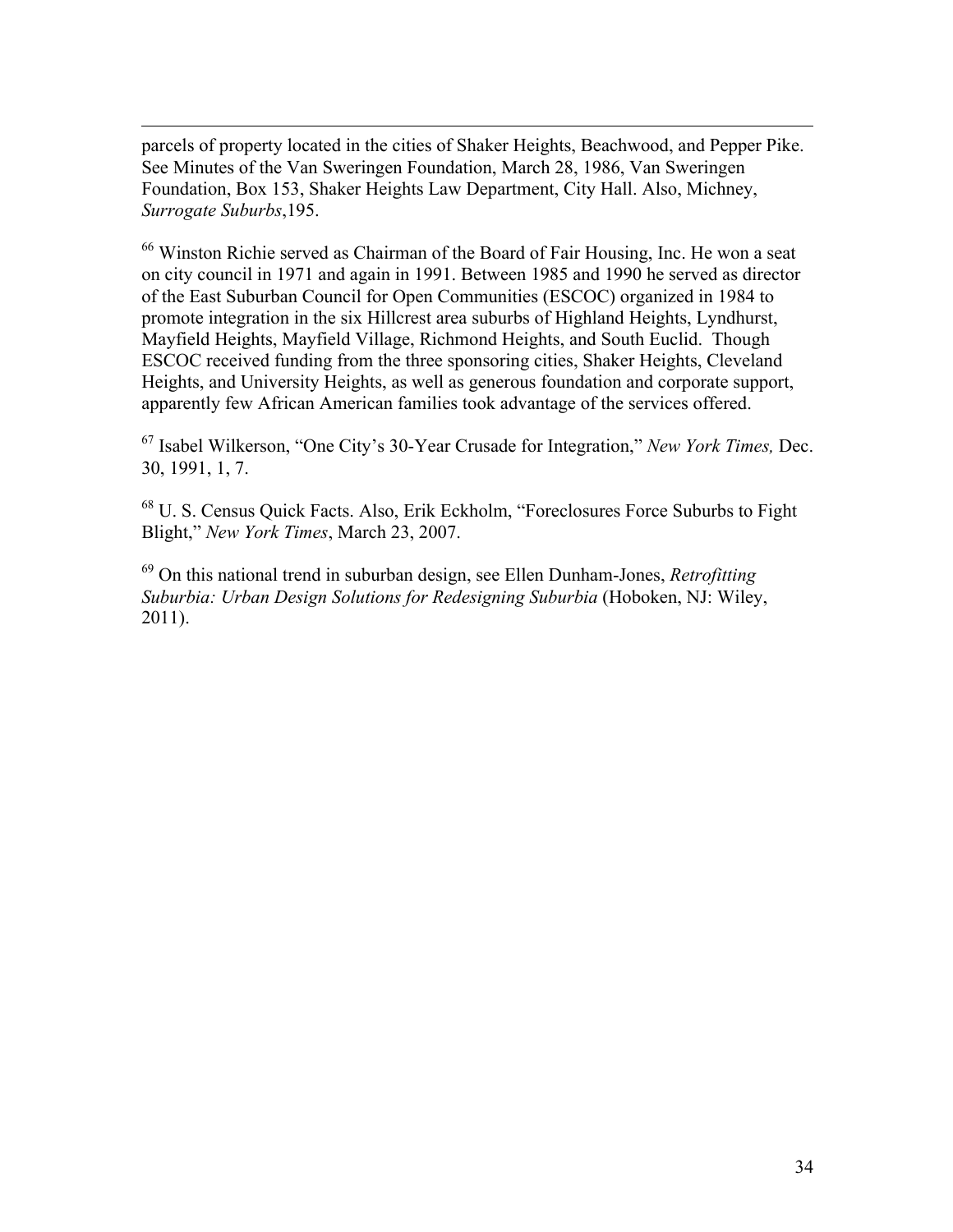parcels of property located in the cities of Shaker Heights, Beachwood, and Pepper Pike. See Minutes of the Van Sweringen Foundation, March 28, 1986, Van Sweringen Foundation, Box 153, Shaker Heights Law Department, City Hall. Also, Michney, *Surrogate Suburbs*,195.

[66] Winston Richie served as Chairman of the Board of Fair Housing, Inc. He won a seat on city council in 1971 and again in 1991. Between 1985 and 1990 he served as director of the East Suburban Council for Open Communities (ESCOC) organized in 1984 to promote integration in the six Hillcrest area suburbs of Highland Heights, Lyndhurst, Mayfield Heights, Mayfield Village, Richmond Heights, and South Euclid. Though ESCOC received funding from the three sponsoring cities, Shaker Heights, Cleveland Heights, and University Heights, as well as generous foundation and corporate support, apparently few African American families took advantage of the services offered.

[67] Isabel Wilkerson, "One City's 30-Year Crusade for Integration," *New York Times,* Dec. 30, 1991, 1, 7.

[68] U. S. Census Quick Facts. Also, Erik Eckholm, "Foreclosures Force Suburbs to Fight Blight," *New York Times*, March 23, 2007.

[69] On this national trend in suburban design, see Ellen Dunham-Jones, *Retrofitting Suburbia: Urban Design Solutions for Redesigning Suburbia* (Hoboken, NJ: Wiley, 2011).